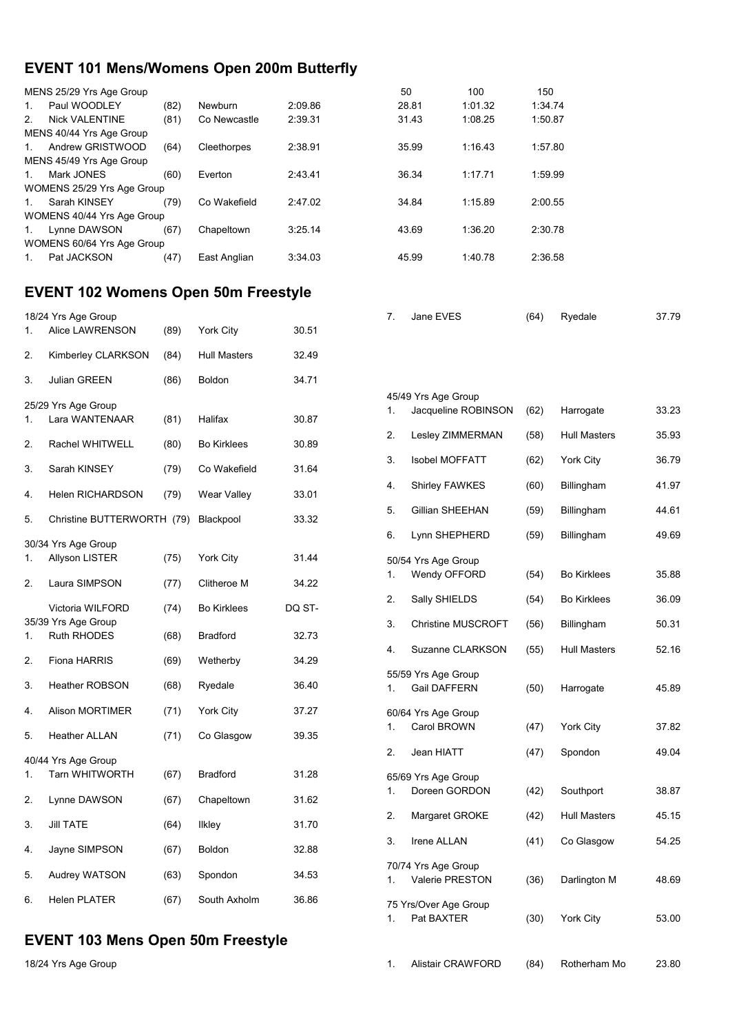## EVENT 101 Mens/Womens Open 200m Butterfly

| Place | Name | Age | Club | Time | 50 | 100 | 150 |
|---|---|---|---|---|---|---|---|
| MENS 25/29 Yrs Age Group | | | | | | | |
| 1. | Paul WOODLEY | (82) | Newburn | 2:09.86 | 28.81 | 1:01.32 | 1:34.74 |
| 2. | Nick VALENTINE | (81) | Co Newcastle | 2:39.31 | 31.43 | 1:08.25 | 1:50.87 |
| MENS 40/44 Yrs Age Group | | | | | | | |
| 1. | Andrew GRISTWOOD | (64) | Cleethorpes | 2:38.91 | 35.99 | 1:16.43 | 1:57.80 |
| MENS 45/49 Yrs Age Group | | | | | | | |
| 1. | Mark JONES | (60) | Everton | 2:43.41 | 36.34 | 1:17.71 | 1:59.99 |
| WOMENS 25/29 Yrs Age Group | | | | | | | |
| 1. | Sarah KINSEY | (79) | Co Wakefield | 2:47.02 | 34.84 | 1:15.89 | 2:00.55 |
| WOMENS 40/44 Yrs Age Group | | | | | | | |
| 1. | Lynne DAWSON | (67) | Chapeltown | 3:25.14 | 43.69 | 1:36.20 | 2:30.78 |
| WOMENS 60/64 Yrs Age Group | | | | | | | |
| 1. | Pat JACKSON | (47) | East Anglian | 3:34.03 | 45.99 | 1:40.78 | 2:36.58 |

## EVENT 102 Womens Open 50m Freestyle

| Place | Name | Age | Club | Time |
|---|---|---|---|---|
| 18/24 Yrs Age Group | | | | |
| 1. | Alice LAWRENSON | (89) | York City | 30.51 |
| 2. | Kimberley CLARKSON | (84) | Hull Masters | 32.49 |
| 3. | Julian GREEN | (86) | Boldon | 34.71 |
| 25/29 Yrs Age Group | | | | |
| 1. | Lara WANTENAAR | (81) | Halifax | 30.87 |
| 2. | Rachel WHITWELL | (80) | Bo Kirklees | 30.89 |
| 3. | Sarah KINSEY | (79) | Co Wakefield | 31.64 |
| 4. | Helen RICHARDSON | (79) | Wear Valley | 33.01 |
| 5. | Christine BUTTERWORTH | (79) | Blackpool | 33.32 |
| 30/34 Yrs Age Group | | | | |
| 1. | Allyson LISTER | (75) | York City | 31.44 |
| 2. | Laura SIMPSON | (77) | Clitheroe M | 34.22 |
| | Victoria WILFORD | (74) | Bo Kirklees | DQ ST- |
| 35/39 Yrs Age Group | | | | |
| 1. | Ruth RHODES | (68) | Bradford | 32.73 |
| 2. | Fiona HARRIS | (69) | Wetherby | 34.29 |
| 3. | Heather ROBSON | (68) | Ryedale | 36.40 |
| 4. | Alison MORTIMER | (71) | York City | 37.27 |
| 5. | Heather ALLAN | (71) | Co Glasgow | 39.35 |
| 40/44 Yrs Age Group | | | | |
| 1. | Tarn WHITWORTH | (67) | Bradford | 31.28 |
| 2. | Lynne DAWSON | (67) | Chapeltown | 31.62 |
| 3. | Jill TATE | (64) | Ilkley | 31.70 |
| 4. | Jayne SIMPSON | (67) | Boldon | 32.88 |
| 5. | Audrey WATSON | (63) | Spondon | 34.53 |
| 6. | Helen PLATER | (67) | South Axholm | 36.86 |
| 7. | Jane EVES | (64) | Ryedale | 37.79 |
| 45/49 Yrs Age Group | | | | |
| 1. | Jacqueline ROBINSON | (62) | Harrogate | 33.23 |
| 2. | Lesley ZIMMERMAN | (58) | Hull Masters | 35.93 |
| 3. | Isobel MOFFATT | (62) | York City | 36.79 |
| 4. | Shirley FAWKES | (60) | Billingham | 41.97 |
| 5. | Gillian SHEEHAN | (59) | Billingham | 44.61 |
| 6. | Lynn SHEPHERD | (59) | Billingham | 49.69 |
| 50/54 Yrs Age Group | | | | |
| 1. | Wendy OFFORD | (54) | Bo Kirklees | 35.88 |
| 2. | Sally SHIELDS | (54) | Bo Kirklees | 36.09 |
| 3. | Christine MUSCROFT | (56) | Billingham | 50.31 |
| 4. | Suzanne CLARKSON | (55) | Hull Masters | 52.16 |
| 55/59 Yrs Age Group | | | | |
| 1. | Gail DAFFERN | (50) | Harrogate | 45.89 |
| 60/64 Yrs Age Group | | | | |
| 1. | Carol BROWN | (47) | York City | 37.82 |
| 2. | Jean HIATT | (47) | Spondon | 49.04 |
| 65/69 Yrs Age Group | | | | |
| 1. | Doreen GORDON | (42) | Southport | 38.87 |
| 2. | Margaret GROKE | (42) | Hull Masters | 45.15 |
| 3. | Irene ALLAN | (41) | Co Glasgow | 54.25 |
| 70/74 Yrs Age Group | | | | |
| 1. | Valerie PRESTON | (36) | Darlington M | 48.69 |
| 75 Yrs/Over Age Group | | | | |
| 1. | Pat BAXTER | (30) | York City | 53.00 |

## EVENT 103 Mens Open 50m Freestyle

| Place | Name | Age | Club | Time |
|---|---|---|---|---|
| 18/24 Yrs Age Group | | | | |
| 1. | Alistair CRAWFORD | (84) | Rotherham Mo | 23.80 |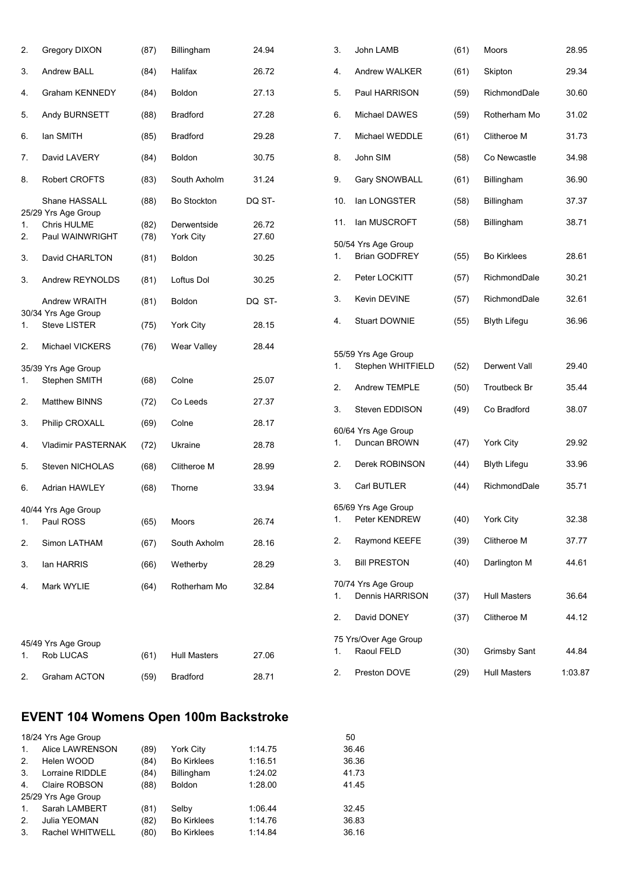| | | | | |
|---|---|---|---|---|
| 2. | Gregory DIXON | (87) | Billingham | 24.94 |
| 3. | Andrew BALL | (84) | Halifax | 26.72 |
| 4. | Graham KENNEDY | (84) | Boldon | 27.13 |
| 5. | Andy BURNSETT | (88) | Bradford | 27.28 |
| 6. | Ian SMITH | (85) | Bradford | 29.28 |
| 7. | David LAVERY | (84) | Boldon | 30.75 |
| 8. | Robert CROFTS | (83) | South Axholm | 31.24 |
| | Shane HASSALL | (88) | Bo Stockton | DQ ST- |
| | 25/29 Yrs Age Group | | | |
| 1. | Chris HULME | (82) | Derwentside | 26.72 |
| 2. | Paul WAINWRIGHT | (78) | York City | 27.60 |
| 3. | David CHARLTON | (81) | Boldon | 30.25 |
| 3. | Andrew REYNOLDS | (81) | Loftus Dol | 30.25 |
| | Andrew WRAITH | (81) | Boldon | DQ ST- |
| | 30/34 Yrs Age Group | | | |
| 1. | Steve LISTER | (75) | York City | 28.15 |
| 2. | Michael VICKERS | (76) | Wear Valley | 28.44 |
| | 35/39 Yrs Age Group | | | |
| 1. | Stephen SMITH | (68) | Colne | 25.07 |
| 2. | Matthew BINNS | (72) | Co Leeds | 27.37 |
| 3. | Philip CROXALL | (69) | Colne | 28.17 |
| 4. | Vladimir PASTERNAK | (72) | Ukraine | 28.78 |
| 5. | Steven NICHOLAS | (68) | Clitheroe M | 28.99 |
| 6. | Adrian HAWLEY | (68) | Thorne | 33.94 |
| | 40/44 Yrs Age Group | | | |
| 1. | Paul ROSS | (65) | Moors | 26.74 |
| 2. | Simon LATHAM | (67) | South Axholm | 28.16 |
| 3. | Ian HARRIS | (66) | Wetherby | 28.29 |
| 4. | Mark WYLIE | (64) | Rotherham Mo | 32.84 |
| | 45/49 Yrs Age Group | | | |
| 1. | Rob LUCAS | (61) | Hull Masters | 27.06 |
| 2. | Graham ACTON | (59) | Bradford | 28.71 |
| 3. | John LAMB | (61) | Moors | 28.95 |
| 4. | Andrew WALKER | (61) | Skipton | 29.34 |
| 5. | Paul HARRISON | (59) | RichmondDale | 30.60 |
| 6. | Michael DAWES | (59) | Rotherham Mo | 31.02 |
| 7. | Michael WEDDLE | (61) | Clitheroe M | 31.73 |
| 8. | John SIM | (58) | Co Newcastle | 34.98 |
| 9. | Gary SNOWBALL | (61) | Billingham | 36.90 |
| 10. | Ian LONGSTER | (58) | Billingham | 37.37 |
| 11. | Ian MUSCROFT | (58) | Billingham | 38.71 |
| | 50/54 Yrs Age Group | | | |
| 1. | Brian GODFREY | (55) | Bo Kirklees | 28.61 |
| 2. | Peter LOCKITT | (57) | RichmondDale | 30.21 |
| 3. | Kevin DEVINE | (57) | RichmondDale | 32.61 |
| 4. | Stuart DOWNIE | (55) | Blyth Lifegu | 36.96 |
| | 55/59 Yrs Age Group | | | |
| 1. | Stephen WHITFIELD | (52) | Derwent Vall | 29.40 |
| 2. | Andrew TEMPLE | (50) | Troutbeck Br | 35.44 |
| 3. | Steven EDDISON | (49) | Co Bradford | 38.07 |
| | 60/64 Yrs Age Group | | | |
| 1. | Duncan BROWN | (47) | York City | 29.92 |
| 2. | Derek ROBINSON | (44) | Blyth Lifegu | 33.96 |
| 3. | Carl BUTLER | (44) | RichmondDale | 35.71 |
| | 65/69 Yrs Age Group | | | |
| 1. | Peter KENDREW | (40) | York City | 32.38 |
| 2. | Raymond KEEFE | (39) | Clitheroe M | 37.77 |
| 3. | Bill PRESTON | (40) | Darlington M | 44.61 |
| | 70/74 Yrs Age Group | | | |
| 1. | Dennis HARRISON | (37) | Hull Masters | 36.64 |
| 2. | David DONEY | (37) | Clitheroe M | 44.12 |
| | 75 Yrs/Over Age Group | | | |
| 1. | Raoul FELD | (30) | Grimsby Sant | 44.84 |
| 2. | Preston DOVE | (29) | Hull Masters | 1:03.87 |

## EVENT 104 Womens Open 100m Backstroke

| | | | | | 50 |
|---|---|---|---|---|---|
| | 18/24 Yrs Age Group | | | | |
| 1. | Alice LAWRENSON | (89) | York City | 1:14.75 | 36.46 |
| 2. | Helen WOOD | (84) | Bo Kirklees | 1:16.51 | 36.36 |
| 3. | Lorraine RIDDLE | (84) | Billingham | 1:24.02 | 41.73 |
| 4. | Claire ROBSON | (88) | Boldon | 1:28.00 | 41.45 |
| | 25/29 Yrs Age Group | | | | |
| 1. | Sarah LAMBERT | (81) | Selby | 1:06.44 | 32.45 |
| 2. | Julia YEOMAN | (82) | Bo Kirklees | 1:14.76 | 36.83 |
| 3. | Rachel WHITWELL | (80) | Bo Kirklees | 1:14.84 | 36.16 |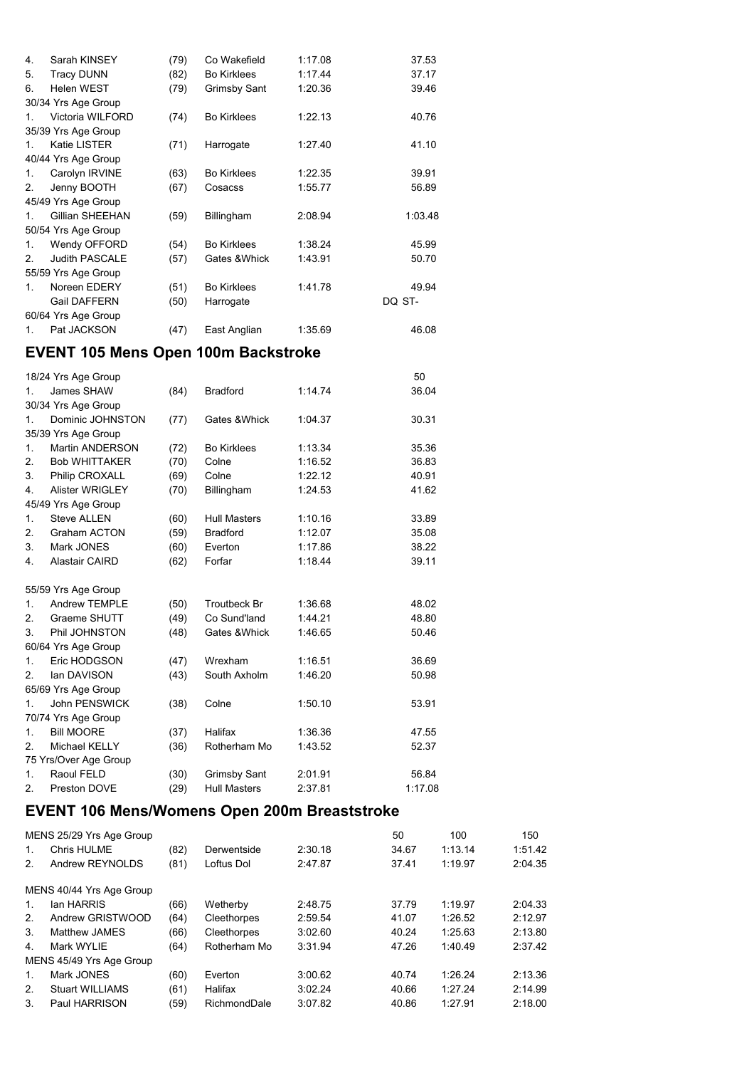| | | | | | |
|---|---|---|---|---|---|
| 4. | Sarah KINSEY | (79) | Co Wakefield | 1:17.08 | 37.53 |
| 5. | Tracy DUNN | (82) | Bo Kirklees | 1:17.44 | 37.17 |
| 6. | Helen WEST | (79) | Grimsby Sant | 1:20.36 | 39.46 |
| 30/34 Yrs Age Group | | | | | |
| 1. | Victoria WILFORD | (74) | Bo Kirklees | 1:22.13 | 40.76 |
| 35/39 Yrs Age Group | | | | | |
| 1. | Katie LISTER | (71) | Harrogate | 1:27.40 | 41.10 |
| 40/44 Yrs Age Group | | | | | |
| 1. | Carolyn IRVINE | (63) | Bo Kirklees | 1:22.35 | 39.91 |
| 2. | Jenny BOOTH | (67) | Cosacss | 1:55.77 | 56.89 |
| 45/49 Yrs Age Group | | | | | |
| 1. | Gillian SHEEHAN | (59) | Billingham | 2:08.94 | 1:03.48 |
| 50/54 Yrs Age Group | | | | | |
| 1. | Wendy OFFORD | (54) | Bo Kirklees | 1:38.24 | 45.99 |
| 2. | Judith PASCALE | (57) | Gates &Whick | 1:43.91 | 50.70 |
| 55/59 Yrs Age Group | | | | | |
| 1. | Noreen EDERY | (51) | Bo Kirklees | 1:41.78 | 49.94 |
| | Gail DAFFERN | (50) | Harrogate | | DQ ST- |
| 60/64 Yrs Age Group | | | | | |
| 1. | Pat JACKSON | (47) | East Anglian | 1:35.69 | 46.08 |

## EVENT 105 Mens Open 100m Backstroke

| | | | | | 50 |
|---|---|---|---|---|---|
| 18/24 Yrs Age Group | | | | | |
| 1. | James SHAW | (84) | Bradford | 1:14.74 | 36.04 |
| 30/34 Yrs Age Group | | | | | |
| 1. | Dominic JOHNSTON | (77) | Gates &Whick | 1:04.37 | 30.31 |
| 35/39 Yrs Age Group | | | | | |
| 1. | Martin ANDERSON | (72) | Bo Kirklees | 1:13.34 | 35.36 |
| 2. | Bob WHITTAKER | (70) | Colne | 1:16.52 | 36.83 |
| 3. | Philip CROXALL | (69) | Colne | 1:22.12 | 40.91 |
| 4. | Alister WRIGLEY | (70) | Billingham | 1:24.53 | 41.62 |
| 45/49 Yrs Age Group | | | | | |
| 1. | Steve ALLEN | (60) | Hull Masters | 1:10.16 | 33.89 |
| 2. | Graham ACTON | (59) | Bradford | 1:12.07 | 35.08 |
| 3. | Mark JONES | (60) | Everton | 1:17.86 | 38.22 |
| 4. | Alastair CAIRD | (62) | Forfar | 1:18.44 | 39.11 |
| 55/59 Yrs Age Group | | | | | |
| 1. | Andrew TEMPLE | (50) | Troutbeck Br | 1:36.68 | 48.02 |
| 2. | Graeme SHUTT | (49) | Co Sund'land | 1:44.21 | 48.80 |
| 3. | Phil JOHNSTON | (48) | Gates &Whick | 1:46.65 | 50.46 |
| 60/64 Yrs Age Group | | | | | |
| 1. | Eric HODGSON | (47) | Wrexham | 1:16.51 | 36.69 |
| 2. | Ian DAVISON | (43) | South Axholm | 1:46.20 | 50.98 |
| 65/69 Yrs Age Group | | | | | |
| 1. | John PENSWICK | (38) | Colne | 1:50.10 | 53.91 |
| 70/74 Yrs Age Group | | | | | |
| 1. | Bill MOORE | (37) | Halifax | 1:36.36 | 47.55 |
| 2. | Michael KELLY | (36) | Rotherham Mo | 1:43.52 | 52.37 |
| 75 Yrs/Over Age Group | | | | | |
| 1. | Raoul FELD | (30) | Grimsby Sant | 2:01.91 | 56.84 |
| 2. | Preston DOVE | (29) | Hull Masters | 2:37.81 | 1:17.08 |

## EVENT 106 Mens/Womens Open 200m Breaststroke

| | | | | | 50 | 100 | 150 |
|---|---|---|---|---|---|---|---|
| MENS 25/29 Yrs Age Group | | | | | | | |
| 1. | Chris HULME | (82) | Derwentside | 2:30.18 | 34.67 | 1:13.14 | 1:51.42 |
| 2. | Andrew REYNOLDS | (81) | Loftus Dol | 2:47.87 | 37.41 | 1:19.97 | 2:04.35 |
| MENS 40/44 Yrs Age Group | | | | | | | |
| 1. | Ian HARRIS | (66) | Wetherby | 2:48.75 | 37.79 | 1:19.97 | 2:04.33 |
| 2. | Andrew GRISTWOOD | (64) | Cleethorpes | 2:59.54 | 41.07 | 1:26.52 | 2:12.97 |
| 3. | Matthew JAMES | (66) | Cleethorpes | 3:02.60 | 40.24 | 1:25.63 | 2:13.80 |
| 4. | Mark WYLIE | (64) | Rotherham Mo | 3:31.94 | 47.26 | 1:40.49 | 2:37.42 |
| MENS 45/49 Yrs Age Group | | | | | | | |
| 1. | Mark JONES | (60) | Everton | 3:00.62 | 40.74 | 1:26.24 | 2:13.36 |
| 2. | Stuart WILLIAMS | (61) | Halifax | 3:02.24 | 40.66 | 1:27.24 | 2:14.99 |
| 3. | Paul HARRISON | (59) | RichmondDale | 3:07.82 | 40.86 | 1:27.91 | 2:18.00 |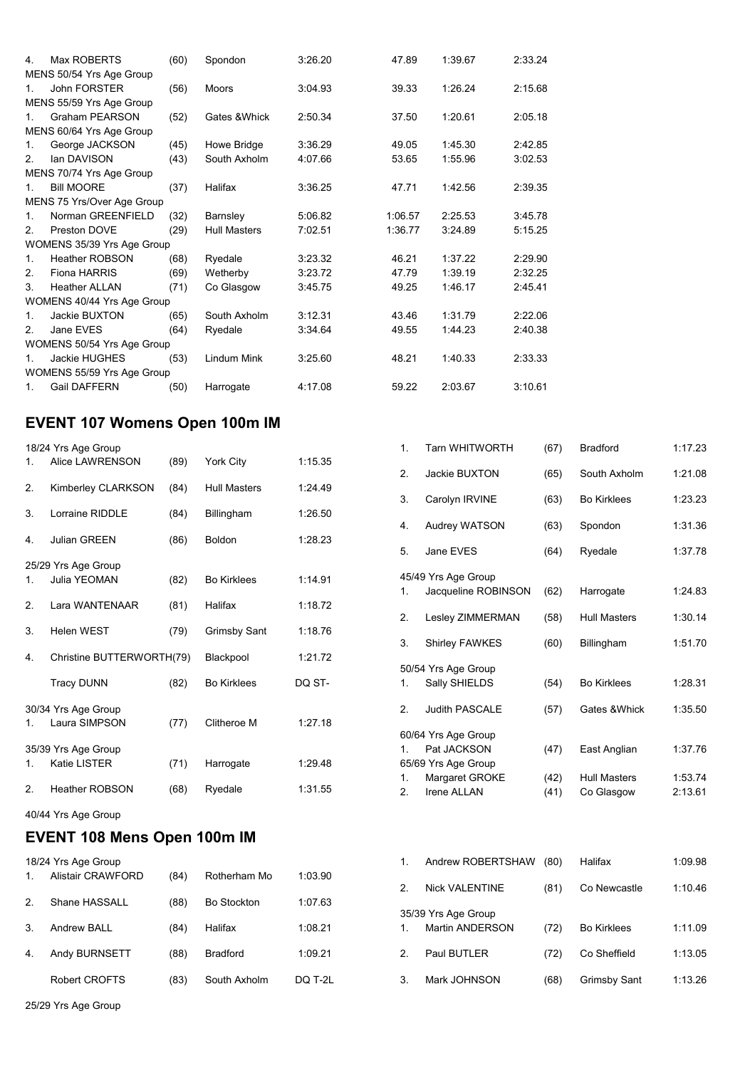| | | | | | | | |
|---|---|---|---|---|---|---|---|
| 4. | Max ROBERTS | (60) | Spondon | 3:26.20 | 47.89 | 1:39.67 | 2:33.24 |
| MENS 50/54 Yrs Age Group | | | | | | | |
| 1. | John FORSTER | (56) | Moors | 3:04.93 | 39.33 | 1:26.24 | 2:15.68 |
| MENS 55/59 Yrs Age Group | | | | | | | |
| 1. | Graham PEARSON | (52) | Gates &Whick | 2:50.34 | 37.50 | 1:20.61 | 2:05.18 |
| MENS 60/64 Yrs Age Group | | | | | | | |
| 1. | George JACKSON | (45) | Howe Bridge | 3:36.29 | 49.05 | 1:45.30 | 2:42.85 |
| 2. | Ian DAVISON | (43) | South Axholm | 4:07.66 | 53.65 | 1:55.96 | 3:02.53 |
| MENS 70/74 Yrs Age Group | | | | | | | |
| 1. | Bill MOORE | (37) | Halifax | 3:36.25 | 47.71 | 1:42.56 | 2:39.35 |
| MENS 75 Yrs/Over Age Group | | | | | | | |
| 1. | Norman GREENFIELD | (32) | Barnsley | 5:06.82 | 1:06.57 | 2:25.53 | 3:45.78 |
| 2. | Preston DOVE | (29) | Hull Masters | 7:02.51 | 1:36.77 | 3:24.89 | 5:15.25 |
| WOMENS 35/39 Yrs Age Group | | | | | | | |
| 1. | Heather ROBSON | (68) | Ryedale | 3:23.32 | 46.21 | 1:37.22 | 2:29.90 |
| 2. | Fiona HARRIS | (69) | Wetherby | 3:23.72 | 47.79 | 1:39.19 | 2:32.25 |
| 3. | Heather ALLAN | (71) | Co Glasgow | 3:45.75 | 49.25 | 1:46.17 | 2:45.41 |
| WOMENS 40/44 Yrs Age Group | | | | | | | |
| 1. | Jackie BUXTON | (65) | South Axholm | 3:12.31 | 43.46 | 1:31.79 | 2:22.06 |
| 2. | Jane EVES | (64) | Ryedale | 3:34.64 | 49.55 | 1:44.23 | 2:40.38 |
| WOMENS 50/54 Yrs Age Group | | | | | | | |
| 1. | Jackie HUGHES | (53) | Lindum Mink | 3:25.60 | 48.21 | 1:40.33 | 2:33.33 |
| WOMENS 55/59 Yrs Age Group | | | | | | | |
| 1. | Gail DAFFERN | (50) | Harrogate | 4:17.08 | 59.22 | 2:03.67 | 3:10.61 |

## EVENT 107 Womens Open 100m IM

| | | | | |
|---|---|---|---|---|
| 18/24 Yrs Age Group | | | | |
| 1. | Alice LAWRENSON | (89) | York City | 1:15.35 |
| 2. | Kimberley CLARKSON | (84) | Hull Masters | 1:24.49 |
| 3. | Lorraine RIDDLE | (84) | Billingham | 1:26.50 |
| 4. | Julian GREEN | (86) | Boldon | 1:28.23 |
| 25/29 Yrs Age Group | | | | |
| 1. | Julia YEOMAN | (82) | Bo Kirklees | 1:14.91 |
| 2. | Lara WANTENAAR | (81) | Halifax | 1:18.72 |
| 3. | Helen WEST | (79) | Grimsby Sant | 1:18.76 |
| 4. | Christine BUTTERWORTH | (79) | Blackpool | 1:21.72 |
| | Tracy DUNN | (82) | Bo Kirklees | DQ ST- |
| 30/34 Yrs Age Group | | | | |
| 1. | Laura SIMPSON | (77) | Clitheroe M | 1:27.18 |
| 35/39 Yrs Age Group | | | | |
| 1. | Katie LISTER | (71) | Harrogate | 1:29.48 |
| 2. | Heather ROBSON | (68) | Ryedale | 1:31.55 |
| 40/44 Yrs Age Group | | | | |
| 1. | Tarn WHITWORTH | (67) | Bradford | 1:17.23 |
| 2. | Jackie BUXTON | (65) | South Axholm | 1:21.08 |
| 3. | Carolyn IRVINE | (63) | Bo Kirklees | 1:23.23 |
| 4. | Audrey WATSON | (63) | Spondon | 1:31.36 |
| 5. | Jane EVES | (64) | Ryedale | 1:37.78 |
| 45/49 Yrs Age Group | | | | |
| 1. | Jacqueline ROBINSON | (62) | Harrogate | 1:24.83 |
| 2. | Lesley ZIMMERMAN | (58) | Hull Masters | 1:30.14 |
| 3. | Shirley FAWKES | (60) | Billingham | 1:51.70 |
| 50/54 Yrs Age Group | | | | |
| 1. | Sally SHIELDS | (54) | Bo Kirklees | 1:28.31 |
| 2. | Judith PASCALE | (57) | Gates &Whick | 1:35.50 |
| 60/64 Yrs Age Group | | | | |
| 1. | Pat JACKSON | (47) | East Anglian | 1:37.76 |
| 65/69 Yrs Age Group | | | | |
| 1. | Margaret GROKE | (42) | Hull Masters | 1:53.74 |
| 2. | Irene ALLAN | (41) | Co Glasgow | 2:13.61 |

## EVENT 108 Mens Open 100m IM

| | | | | |
|---|---|---|---|---|
| 18/24 Yrs Age Group | | | | |
| 1. | Alistair CRAWFORD | (84) | Rotherham Mo | 1:03.90 |
| 2. | Shane HASSALL | (88) | Bo Stockton | 1:07.63 |
| 3. | Andrew BALL | (84) | Halifax | 1:08.21 |
| 4. | Andy BURNSETT | (88) | Bradford | 1:09.21 |
| | Robert CROFTS | (83) | South Axholm | DQ T-2L |
| 25/29 Yrs Age Group | | | | |
| 1. | Andrew ROBERTSHAW | (80) | Halifax | 1:09.98 |
| 2. | Nick VALENTINE | (81) | Co Newcastle | 1:10.46 |
| 35/39 Yrs Age Group | | | | |
| 1. | Martin ANDERSON | (72) | Bo Kirklees | 1:11.09 |
| 2. | Paul BUTLER | (72) | Co Sheffield | 1:13.05 |
| 3. | Mark JOHNSON | (68) | Grimsby Sant | 1:13.26 |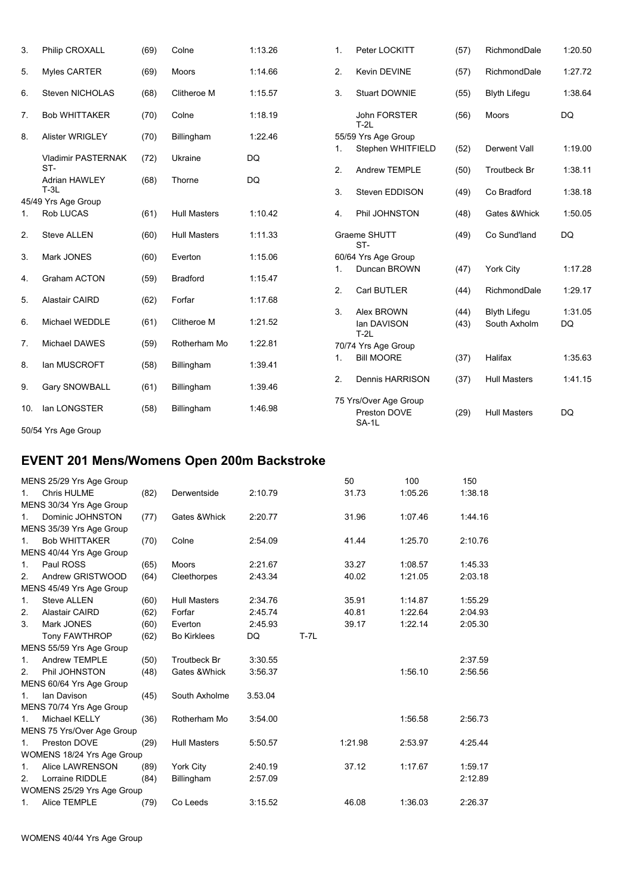| | | | | |
|---|---|---|---|---|
| 3. | Philip CROXALL | (69) | Colne | 1:13.26 |
| 5. | Myles CARTER | (69) | Moors | 1:14.66 |
| 6. | Steven NICHOLAS | (68) | Clitheroe M | 1:15.57 |
| 7. | Bob WHITTAKER | (70) | Colne | 1:18.19 |
| 8. | Alister WRIGLEY | (70) | Billingham | 1:22.46 |
| | Vladimir PASTERNAK ST- | (72) | Ukraine | DQ |
| | Adrian HAWLEY T-3L | (68) | Thorne | DQ |
| 45/49 Yrs Age Group | | | | |
| 1. | Rob LUCAS | (61) | Hull Masters | 1:10.42 |
| 2. | Steve ALLEN | (60) | Hull Masters | 1:11.33 |
| 3. | Mark JONES | (60) | Everton | 1:15.06 |
| 4. | Graham ACTON | (59) | Bradford | 1:15.47 |
| 5. | Alastair CAIRD | (62) | Forfar | 1:17.68 |
| 6. | Michael WEDDLE | (61) | Clitheroe M | 1:21.52 |
| 7. | Michael DAWES | (59) | Rotherham Mo | 1:22.81 |
| 8. | Ian MUSCROFT | (58) | Billingham | 1:39.41 |
| 9. | Gary SNOWBALL | (61) | Billingham | 1:39.46 |
| 10. | Ian LONGSTER | (58) | Billingham | 1:46.98 |
| 50/54 Yrs Age Group | | | | |
| 1. | Peter LOCKITT | (57) | RichmondDale | 1:20.50 |
| 2. | Kevin DEVINE | (57) | RichmondDale | 1:27.72 |
| 3. | Stuart DOWNIE | (55) | Blyth Lifegu | 1:38.64 |
| | John FORSTER T-2L | (56) | Moors | DQ |
| 55/59 Yrs Age Group | | | | |
| 1. | Stephen WHITFIELD | (52) | Derwent Vall | 1:19.00 |
| 2. | Andrew TEMPLE | (50) | Troutbeck Br | 1:38.11 |
| 3. | Steven EDDISON | (49) | Co Bradford | 1:38.18 |
| 4. | Phil JOHNSTON | (48) | Gates &Whick | 1:50.05 |
| | Graeme SHUTT ST- | (49) | Co Sund'land | DQ |
| 60/64 Yrs Age Group | | | | |
| 1. | Duncan BROWN | (47) | York City | 1:17.28 |
| 2. | Carl BUTLER | (44) | RichmondDale | 1:29.17 |
| 3. | Alex BROWN | (44) | Blyth Lifegu | 1:31.05 |
| | Ian DAVISON T-2L | (43) | South Axholm | DQ |
| 70/74 Yrs Age Group | | | | |
| 1. | Bill MOORE | (37) | Halifax | 1:35.63 |
| 2. | Dennis HARRISON | (37) | Hull Masters | 1:41.15 |
| 75 Yrs/Over Age Group | | | | |
| | Preston DOVE SA-1L | (29) | Hull Masters | DQ |

## EVENT 201 Mens/Womens Open 200m Backstroke

| | | | | | | 50 | 100 | 150 |
|---|---|---|---|---|---|---|---|---|
| MENS 25/29 Yrs Age Group | | | | | | | | |
| 1. | Chris HULME | (82) | Derwentside | 2:10.79 | | 31.73 | 1:05.26 | 1:38.18 |
| MENS 30/34 Yrs Age Group | | | | | | | | |
| 1. | Dominic JOHNSTON | (77) | Gates &Whick | 2:20.77 | | 31.96 | 1:07.46 | 1:44.16 |
| MENS 35/39 Yrs Age Group | | | | | | | | |
| 1. | Bob WHITTAKER | (70) | Colne | 2:54.09 | | 41.44 | 1:25.70 | 2:10.76 |
| MENS 40/44 Yrs Age Group | | | | | | | | |
| 1. | Paul ROSS | (65) | Moors | 2:21.67 | | 33.27 | 1:08.57 | 1:45.33 |
| 2. | Andrew GRISTWOOD | (64) | Cleethorpes | 2:43.34 | | 40.02 | 1:21.05 | 2:03.18 |
| MENS 45/49 Yrs Age Group | | | | | | | | |
| 1. | Steve ALLEN | (60) | Hull Masters | 2:34.76 | | 35.91 | 1:14.87 | 1:55.29 |
| 2. | Alastair CAIRD | (62) | Forfar | 2:45.74 | | 40.81 | 1:22.64 | 2:04.93 |
| 3. | Mark JONES | (60) | Everton | 2:45.93 | | 39.17 | 1:22.14 | 2:05.30 |
| | Tony FAWTHROP | (62) | Bo Kirklees | DQ | T-7L | | | |
| MENS 55/59 Yrs Age Group | | | | | | | | |
| 1. | Andrew TEMPLE | (50) | Troutbeck Br | 3:30.55 | | | | 2:37.59 |
| 2. | Phil JOHNSTON | (48) | Gates &Whick | 3:56.37 | | | 1:56.10 | 2:56.56 |
| MENS 60/64 Yrs Age Group | | | | | | | | |
| 1. | Ian Davison | (45) | South Axholme | 3.53.04 | | | | |
| MENS 70/74 Yrs Age Group | | | | | | | | |
| 1. | Michael KELLY | (36) | Rotherham Mo | 3:54.00 | | | 1:56.58 | 2:56.73 |
| MENS 75 Yrs/Over Age Group | | | | | | | | |
| 1. | Preston DOVE | (29) | Hull Masters | 5:50.57 | | 1:21.98 | 2:53.97 | 4:25.44 |
| WOMENS 18/24 Yrs Age Group | | | | | | | | |
| 1. | Alice LAWRENSON | (89) | York City | 2:40.19 | | 37.12 | 1:17.67 | 1:59.17 |
| 2. | Lorraine RIDDLE | (84) | Billingham | 2:57.09 | | | | 2:12.89 |
| WOMENS 25/29 Yrs Age Group | | | | | | | | |
| 1. | Alice TEMPLE | (79) | Co Leeds | 3:15.52 | | 46.08 | 1:36.03 | 2:26.37 |

WOMENS 40/44 Yrs Age Group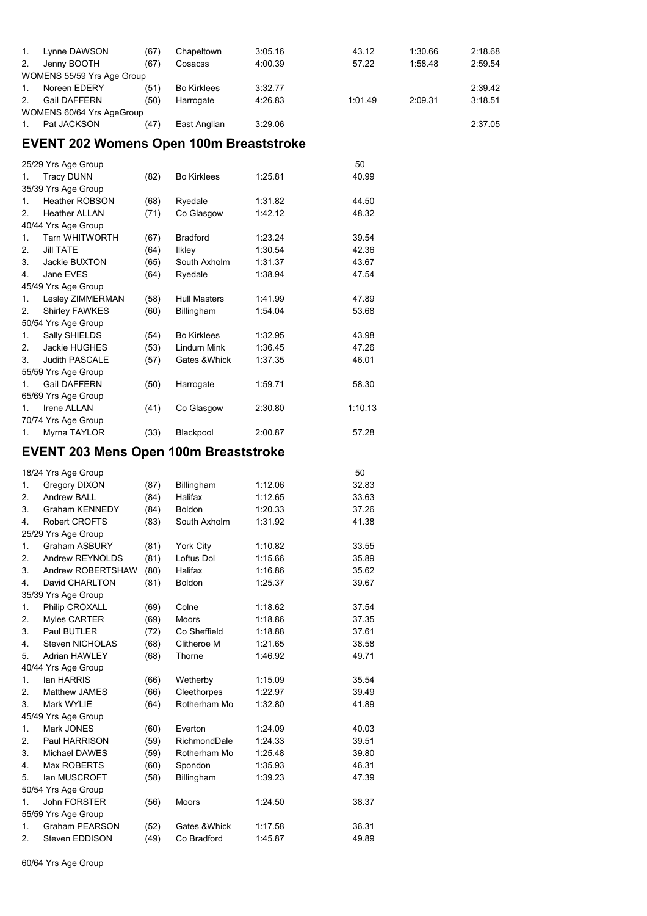| | | | | | | | |
|---|---|---|---|---|---|---|---|
| 1. | Lynne DAWSON | (67) | Chapeltown | 3:05.16 | 43.12 | 1:30.66 | 2:18.68 |
| 2. | Jenny BOOTH | (67) | Cosacss | 4:00.39 | 57.22 | 1:58.48 | 2:59.54 |
| WOMENS 55/59 Yrs Age Group | | | | | | | |
| 1. | Noreen EDERY | (51) | Bo Kirklees | 3:32.77 | | | 2:39.42 |
| 2. | Gail DAFFERN | (50) | Harrogate | 4:26.83 | 1:01.49 | 2:09.31 | 3:18.51 |
| WOMENS 60/64 Yrs AgeGroup | | | | | | | |
| 1. | Pat JACKSON | (47) | East Anglian | 3:29.06 | | | 2:37.05 |

## EVENT 202 Womens Open 100m Breaststroke

| | | | | | 50 |
|---|---|---|---|---|---|
| 25/29 Yrs Age Group | | | | | |
| 1. | Tracy DUNN | (82) | Bo Kirklees | 1:25.81 | 40.99 |
| 35/39 Yrs Age Group | | | | | |
| 1. | Heather ROBSON | (68) | Ryedale | 1:31.82 | 44.50 |
| 2. | Heather ALLAN | (71) | Co Glasgow | 1:42.12 | 48.32 |
| 40/44 Yrs Age Group | | | | | |
| 1. | Tarn WHITWORTH | (67) | Bradford | 1:23.24 | 39.54 |
| 2. | Jill TATE | (64) | Ilkley | 1:30.54 | 42.36 |
| 3. | Jackie BUXTON | (65) | South Axholm | 1:31.37 | 43.67 |
| 4. | Jane EVES | (64) | Ryedale | 1:38.94 | 47.54 |
| 45/49 Yrs Age Group | | | | | |
| 1. | Lesley ZIMMERMAN | (58) | Hull Masters | 1:41.99 | 47.89 |
| 2. | Shirley FAWKES | (60) | Billingham | 1:54.04 | 53.68 |
| 50/54 Yrs Age Group | | | | | |
| 1. | Sally SHIELDS | (54) | Bo Kirklees | 1:32.95 | 43.98 |
| 2. | Jackie HUGHES | (53) | Lindum Mink | 1:36.45 | 47.26 |
| 3. | Judith PASCALE | (57) | Gates &Whick | 1:37.35 | 46.01 |
| 55/59 Yrs Age Group | | | | | |
| 1. | Gail DAFFERN | (50) | Harrogate | 1:59.71 | 58.30 |
| 65/69 Yrs Age Group | | | | | |
| 1. | Irene ALLAN | (41) | Co Glasgow | 2:30.80 | 1:10.13 |
| 70/74 Yrs Age Group | | | | | |
| 1. | Myrna TAYLOR | (33) | Blackpool | 2:00.87 | 57.28 |

## EVENT 203 Mens Open 100m Breaststroke

| | | | | | 50 |
|---|---|---|---|---|---|
| 18/24 Yrs Age Group | | | | | |
| 1. | Gregory DIXON | (87) | Billingham | 1:12.06 | 32.83 |
| 2. | Andrew BALL | (84) | Halifax | 1:12.65 | 33.63 |
| 3. | Graham KENNEDY | (84) | Boldon | 1:20.33 | 37.26 |
| 4. | Robert CROFTS | (83) | South Axholm | 1:31.92 | 41.38 |
| 25/29 Yrs Age Group | | | | | |
| 1. | Graham ASBURY | (81) | York City | 1:10.82 | 33.55 |
| 2. | Andrew REYNOLDS | (81) | Loftus Dol | 1:15.66 | 35.89 |
| 3. | Andrew ROBERTSHAW | (80) | Halifax | 1:16.86 | 35.62 |
| 4. | David CHARLTON | (81) | Boldon | 1:25.37 | 39.67 |
| 35/39 Yrs Age Group | | | | | |
| 1. | Philip CROXALL | (69) | Colne | 1:18.62 | 37.54 |
| 2. | Myles CARTER | (69) | Moors | 1:18.86 | 37.35 |
| 3. | Paul BUTLER | (72) | Co Sheffield | 1:18.88 | 37.61 |
| 4. | Steven NICHOLAS | (68) | Clitheroe M | 1:21.65 | 38.58 |
| 5. | Adrian HAWLEY | (68) | Thorne | 1:46.92 | 49.71 |
| 40/44 Yrs Age Group | | | | | |
| 1. | Ian HARRIS | (66) | Wetherby | 1:15.09 | 35.54 |
| 2. | Matthew JAMES | (66) | Cleethorpes | 1:22.97 | 39.49 |
| 3. | Mark WYLIE | (64) | Rotherham Mo | 1:32.80 | 41.89 |
| 45/49 Yrs Age Group | | | | | |
| 1. | Mark JONES | (60) | Everton | 1:24.09 | 40.03 |
| 2. | Paul HARRISON | (59) | RichmondDale | 1:24.33 | 39.51 |
| 3. | Michael DAWES | (59) | Rotherham Mo | 1:25.48 | 39.80 |
| 4. | Max ROBERTS | (60) | Spondon | 1:35.93 | 46.31 |
| 5. | Ian MUSCROFT | (58) | Billingham | 1:39.23 | 47.39 |
| 50/54 Yrs Age Group | | | | | |
| 1. | John FORSTER | (56) | Moors | 1:24.50 | 38.37 |
| 55/59 Yrs Age Group | | | | | |
| 1. | Graham PEARSON | (52) | Gates &Whick | 1:17.58 | 36.31 |
| 2. | Steven EDDISON | (49) | Co Bradford | 1:45.87 | 49.89 |

60/64 Yrs Age Group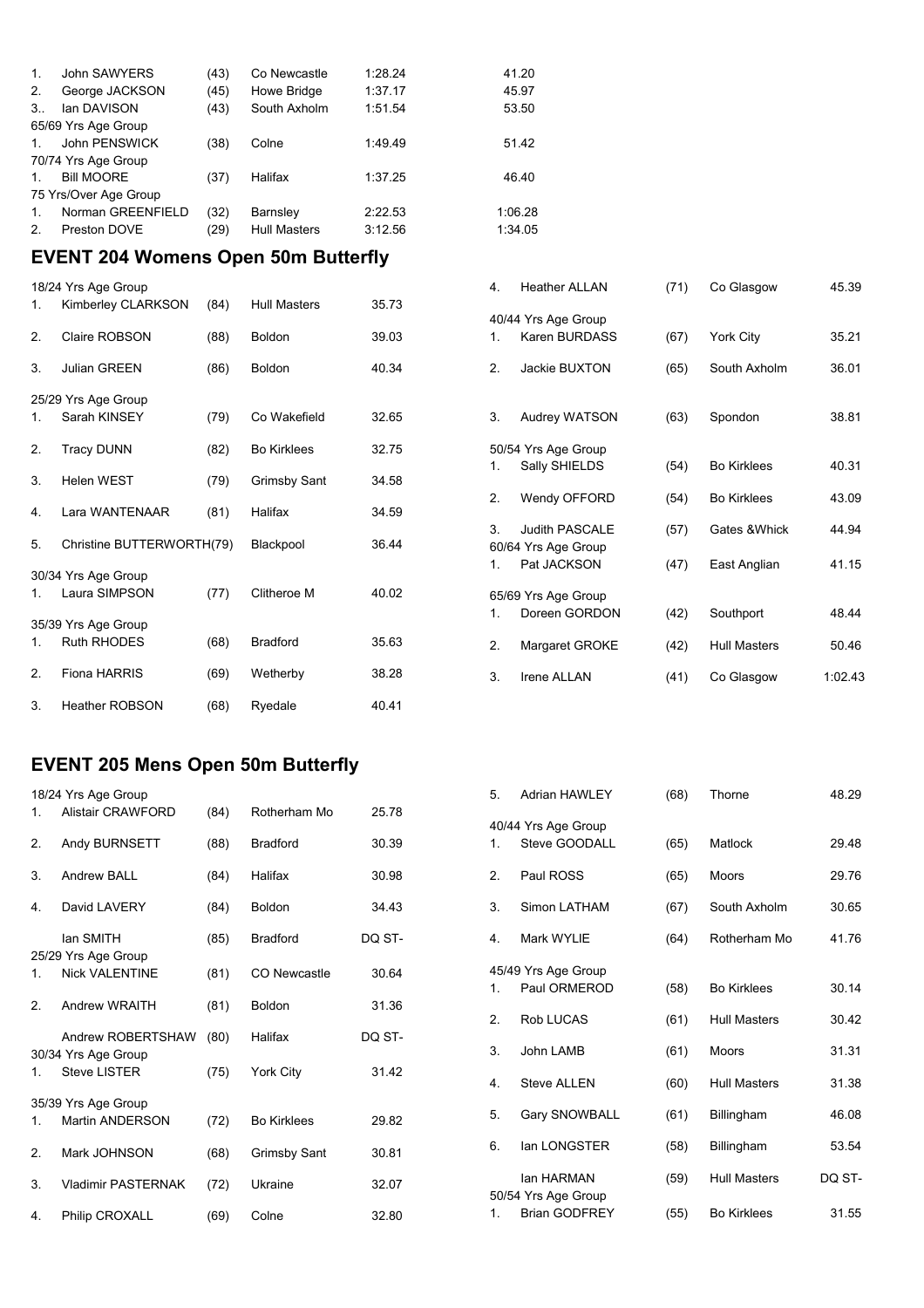| | | | | | |
|---|---|---|---|---|---|
| 1. | John SAWYERS | (43) | Co Newcastle | 1:28.24 | 41.20 |
| 2. | George JACKSON | (45) | Howe Bridge | 1:37.17 | 45.97 |
| 3.. | Ian DAVISON | (43) | South Axholm | 1:51.54 | 53.50 |
| 65/69 Yrs Age Group | | | | | |
| 1. | John PENSWICK | (38) | Colne | 1:49.49 | 51.42 |
| 70/74 Yrs Age Group | | | | | |
| 1. | Bill MOORE | (37) | Halifax | 1:37.25 | 46.40 |
| 75 Yrs/Over Age Group | | | | | |
| 1. | Norman GREENFIELD | (32) | Barnsley | 2:22.53 | 1:06.28 |
| 2. | Preston DOVE | (29) | Hull Masters | 3:12.56 | 1:34.05 |

## EVENT 204 Womens Open 50m Butterfly

| | | | | |
|---|---|---|---|---|
| 18/24 Yrs Age Group | | | | |
| 1. | Kimberley CLARKSON | (84) | Hull Masters | 35.73 |
| 2. | Claire ROBSON | (88) | Boldon | 39.03 |
| 3. | Julian GREEN | (86) | Boldon | 40.34 |
| 25/29 Yrs Age Group | | | | |
| 1. | Sarah KINSEY | (79) | Co Wakefield | 32.65 |
| 2. | Tracy DUNN | (82) | Bo Kirklees | 32.75 |
| 3. | Helen WEST | (79) | Grimsby Sant | 34.58 |
| 4. | Lara WANTENAAR | (81) | Halifax | 34.59 |
| 5. | Christine BUTTERWORTH(79) | | Blackpool | 36.44 |
| 30/34 Yrs Age Group | | | | |
| 1. | Laura SIMPSON | (77) | Clitheroe M | 40.02 |
| 35/39 Yrs Age Group | | | | |
| 1. | Ruth RHODES | (68) | Bradford | 35.63 |
| 2. | Fiona HARRIS | (69) | Wetherby | 38.28 |
| 3. | Heather ROBSON | (68) | Ryedale | 40.41 |
| 4. | Heather ALLAN | (71) | Co Glasgow | 45.39 |
| 40/44 Yrs Age Group | | | | |
| 1. | Karen BURDASS | (67) | York City | 35.21 |
| 2. | Jackie BUXTON | (65) | South Axholm | 36.01 |
| 3. | Audrey WATSON | (63) | Spondon | 38.81 |
| 50/54 Yrs Age Group | | | | |
| 1. | Sally SHIELDS | (54) | Bo Kirklees | 40.31 |
| 2. | Wendy OFFORD | (54) | Bo Kirklees | 43.09 |
| 3. | Judith PASCALE | (57) | Gates &Whick | 44.94 |
| 60/64 Yrs Age Group | | | | |
| 1. | Pat JACKSON | (47) | East Anglian | 41.15 |
| 65/69 Yrs Age Group | | | | |
| 1. | Doreen GORDON | (42) | Southport | 48.44 |
| 2. | Margaret GROKE | (42) | Hull Masters | 50.46 |
| 3. | Irene ALLAN | (41) | Co Glasgow | 1:02.43 |

## EVENT 205 Mens Open 50m Butterfly

| | | | | |
|---|---|---|---|---|
| 18/24 Yrs Age Group | | | | |
| 1. | Alistair CRAWFORD | (84) | Rotherham Mo | 25.78 |
| 2. | Andy BURNSETT | (88) | Bradford | 30.39 |
| 3. | Andrew BALL | (84) | Halifax | 30.98 |
| 4. | David LAVERY | (84) | Boldon | 34.43 |
| | Ian SMITH | (85) | Bradford | DQ ST- |
| 25/29 Yrs Age Group | | | | |
| 1. | Nick VALENTINE | (81) | CO Newcastle | 30.64 |
| 2. | Andrew WRAITH | (81) | Boldon | 31.36 |
| | Andrew ROBERTSHAW | (80) | Halifax | DQ ST- |
| 30/34 Yrs Age Group | | | | |
| 1. | Steve LISTER | (75) | York City | 31.42 |
| 35/39 Yrs Age Group | | | | |
| 1. | Martin ANDERSON | (72) | Bo Kirklees | 29.82 |
| 2. | Mark JOHNSON | (68) | Grimsby Sant | 30.81 |
| 3. | Vladimir PASTERNAK | (72) | Ukraine | 32.07 |
| 4. | Philip CROXALL | (69) | Colne | 32.80 |
| 5. | Adrian HAWLEY | (68) | Thorne | 48.29 |
| 40/44 Yrs Age Group | | | | |
| 1. | Steve GOODALL | (65) | Matlock | 29.48 |
| 2. | Paul ROSS | (65) | Moors | 29.76 |
| 3. | Simon LATHAM | (67) | South Axholm | 30.65 |
| 4. | Mark WYLIE | (64) | Rotherham Mo | 41.76 |
| 45/49 Yrs Age Group | | | | |
| 1. | Paul ORMEROD | (58) | Bo Kirklees | 30.14 |
| 2. | Rob LUCAS | (61) | Hull Masters | 30.42 |
| 3. | John LAMB | (61) | Moors | 31.31 |
| 4. | Steve ALLEN | (60) | Hull Masters | 31.38 |
| 5. | Gary SNOWBALL | (61) | Billingham | 46.08 |
| 6. | Ian LONGSTER | (58) | Billingham | 53.54 |
| | Ian HARMAN | (59) | Hull Masters | DQ ST- |
| 50/54 Yrs Age Group | | | | |
| 1. | Brian GODFREY | (55) | Bo Kirklees | 31.55 |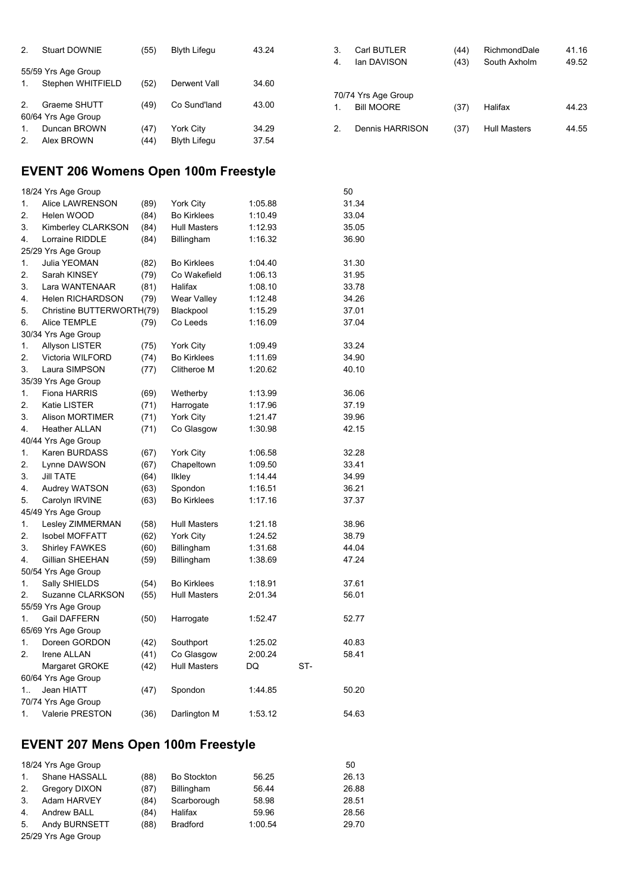| | | | | |
|---|---|---|---|---|
| 2. | Stuart DOWNIE | (55) | Blyth Lifegu | 43.24 |
| 55/59 Yrs Age Group | | | | |
| 1. | Stephen WHITFIELD | (52) | Derwent Vall | 34.60 |
| 2. | Graeme SHUTT | (49) | Co Sund'land | 43.00 |
| 60/64 Yrs Age Group | | | | |
| 1. | Duncan BROWN | (47) | York City | 34.29 |
| 2. | Alex BROWN | (44) | Blyth Lifegu | 37.54 |
| 3. | Carl BUTLER | (44) | RichmondDale | 41.16 |
| 4. | Ian DAVISON | (43) | South Axholm | 49.52 |
| 70/74 Yrs Age Group | | | | |
| 1. | Bill MOORE | (37) | Halifax | 44.23 |
| 2. | Dennis HARRISON | (37) | Hull Masters | 44.55 |

## EVENT 206 Womens Open 100m Freestyle

| | | | | | | 50 |
|---|---|---|---|---|---|---|
| 18/24 Yrs Age Group | | | | | | |
| 1. | Alice LAWRENSON | (89) | York City | 1:05.88 | | 31.34 |
| 2. | Helen WOOD | (84) | Bo Kirklees | 1:10.49 | | 33.04 |
| 3. | Kimberley CLARKSON | (84) | Hull Masters | 1:12.93 | | 35.05 |
| 4. | Lorraine RIDDLE | (84) | Billingham | 1:16.32 | | 36.90 |
| 25/29 Yrs Age Group | | | | | | |
| 1. | Julia YEOMAN | (82) | Bo Kirklees | 1:04.40 | | 31.30 |
| 2. | Sarah KINSEY | (79) | Co Wakefield | 1:06.13 | | 31.95 |
| 3. | Lara WANTENAAR | (81) | Halifax | 1:08.10 | | 33.78 |
| 4. | Helen RICHARDSON | (79) | Wear Valley | 1:12.48 | | 34.26 |
| 5. | Christine BUTTERWORTH | (79) | Blackpool | 1:15.29 | | 37.01 |
| 6. | Alice TEMPLE | (79) | Co Leeds | 1:16.09 | | 37.04 |
| 30/34 Yrs Age Group | | | | | | |
| 1. | Allyson LISTER | (75) | York City | 1:09.49 | | 33.24 |
| 2. | Victoria WILFORD | (74) | Bo Kirklees | 1:11.69 | | 34.90 |
| 3. | Laura SIMPSON | (77) | Clitheroe M | 1:20.62 | | 40.10 |
| 35/39 Yrs Age Group | | | | | | |
| 1. | Fiona HARRIS | (69) | Wetherby | 1:13.99 | | 36.06 |
| 2. | Katie LISTER | (71) | Harrogate | 1:17.96 | | 37.19 |
| 3. | Alison MORTIMER | (71) | York City | 1:21.47 | | 39.96 |
| 4. | Heather ALLAN | (71) | Co Glasgow | 1:30.98 | | 42.15 |
| 40/44 Yrs Age Group | | | | | | |
| 1. | Karen BURDASS | (67) | York City | 1:06.58 | | 32.28 |
| 2. | Lynne DAWSON | (67) | Chapeltown | 1:09.50 | | 33.41 |
| 3. | Jill TATE | (64) | Ilkley | 1:14.44 | | 34.99 |
| 4. | Audrey WATSON | (63) | Spondon | 1:16.51 | | 36.21 |
| 5. | Carolyn IRVINE | (63) | Bo Kirklees | 1:17.16 | | 37.37 |
| 45/49 Yrs Age Group | | | | | | |
| 1. | Lesley ZIMMERMAN | (58) | Hull Masters | 1:21.18 | | 38.96 |
| 2. | Isobel MOFFATT | (62) | York City | 1:24.52 | | 38.79 |
| 3. | Shirley FAWKES | (60) | Billingham | 1:31.68 | | 44.04 |
| 4. | Gillian SHEEHAN | (59) | Billingham | 1:38.69 | | 47.24 |
| 50/54 Yrs Age Group | | | | | | |
| 1. | Sally SHIELDS | (54) | Bo Kirklees | 1:18.91 | | 37.61 |
| 2. | Suzanne CLARKSON | (55) | Hull Masters | 2:01.34 | | 56.01 |
| 55/59 Yrs Age Group | | | | | | |
| 1. | Gail DAFFERN | (50) | Harrogate | 1:52.47 | | 52.77 |
| 65/69 Yrs Age Group | | | | | | |
| 1. | Doreen GORDON | (42) | Southport | 1:25.02 | | 40.83 |
| 2. | Irene ALLAN | (41) | Co Glasgow | 2:00.24 | | 58.41 |
| | Margaret GROKE | (42) | Hull Masters | DQ | ST- | |
| 60/64 Yrs Age Group | | | | | | |
| 1.. | Jean HIATT | (47) | Spondon | 1:44.85 | | 50.20 |
| 70/74 Yrs Age Group | | | | | | |
| 1. | Valerie PRESTON | (36) | Darlington M | 1:53.12 | | 54.63 |

## EVENT 207 Mens Open 100m Freestyle

| | | | | | 50 |
|---|---|---|---|---|---|
| 18/24 Yrs Age Group | | | | | |
| 1. | Shane HASSALL | (88) | Bo Stockton | 56.25 | 26.13 |
| 2. | Gregory DIXON | (87) | Billingham | 56.44 | 26.88 |
| 3. | Adam HARVEY | (84) | Scarborough | 58.98 | 28.51 |
| 4. | Andrew BALL | (84) | Halifax | 59.96 | 28.56 |
| 5. | Andy BURNSETT | (88) | Bradford | 1:00.54 | 29.70 |
| 25/29 Yrs Age Group | | | | | |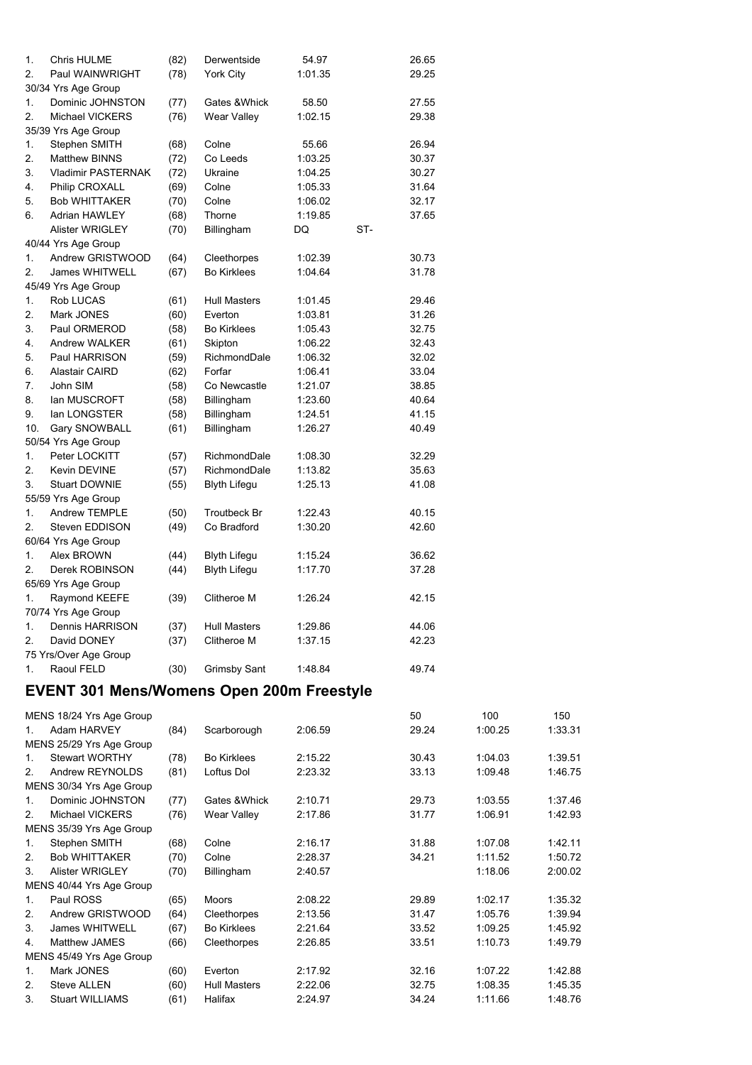| | | | | | | |
|---|---|---|---|---|---|---|
| 1. | Chris HULME | (82) | Derwentside | 54.97 | | 26.65 |
| 2. | Paul WAINWRIGHT | (78) | York City | 1:01.35 | | 29.25 |
| 30/34 Yrs Age Group | | | | | | |
| 1. | Dominic JOHNSTON | (77) | Gates &Whick | 58.50 | | 27.55 |
| 2. | Michael VICKERS | (76) | Wear Valley | 1:02.15 | | 29.38 |
| 35/39 Yrs Age Group | | | | | | |
| 1. | Stephen SMITH | (68) | Colne | 55.66 | | 26.94 |
| 2. | Matthew BINNS | (72) | Co Leeds | 1:03.25 | | 30.37 |
| 3. | Vladimir PASTERNAK | (72) | Ukraine | 1:04.25 | | 30.27 |
| 4. | Philip CROXALL | (69) | Colne | 1:05.33 | | 31.64 |
| 5. | Bob WHITTAKER | (70) | Colne | 1:06.02 | | 32.17 |
| 6. | Adrian HAWLEY | (68) | Thorne | 1:19.85 | | 37.65 |
| | Alister WRIGLEY | (70) | Billingham | DQ | ST- | |
| 40/44 Yrs Age Group | | | | | | |
| 1. | Andrew GRISTWOOD | (64) | Cleethorpes | 1:02.39 | | 30.73 |
| 2. | James WHITWELL | (67) | Bo Kirklees | 1:04.64 | | 31.78 |
| 45/49 Yrs Age Group | | | | | | |
| 1. | Rob LUCAS | (61) | Hull Masters | 1:01.45 | | 29.46 |
| 2. | Mark JONES | (60) | Everton | 1:03.81 | | 31.26 |
| 3. | Paul ORMEROD | (58) | Bo Kirklees | 1:05.43 | | 32.75 |
| 4. | Andrew WALKER | (61) | Skipton | 1:06.22 | | 32.43 |
| 5. | Paul HARRISON | (59) | RichmondDale | 1:06.32 | | 32.02 |
| 6. | Alastair CAIRD | (62) | Forfar | 1:06.41 | | 33.04 |
| 7. | John SIM | (58) | Co Newcastle | 1:21.07 | | 38.85 |
| 8. | Ian MUSCROFT | (58) | Billingham | 1:23.60 | | 40.64 |
| 9. | Ian LONGSTER | (58) | Billingham | 1:24.51 | | 41.15 |
| 10. | Gary SNOWBALL | (61) | Billingham | 1:26.27 | | 40.49 |
| 50/54 Yrs Age Group | | | | | | |
| 1. | Peter LOCKITT | (57) | RichmondDale | 1:08.30 | | 32.29 |
| 2. | Kevin DEVINE | (57) | RichmondDale | 1:13.82 | | 35.63 |
| 3. | Stuart DOWNIE | (55) | Blyth Lifegu | 1:25.13 | | 41.08 |
| 55/59 Yrs Age Group | | | | | | |
| 1. | Andrew TEMPLE | (50) | Troutbeck Br | 1:22.43 | | 40.15 |
| 2. | Steven EDDISON | (49) | Co Bradford | 1:30.20 | | 42.60 |
| 60/64 Yrs Age Group | | | | | | |
| 1. | Alex BROWN | (44) | Blyth Lifegu | 1:15.24 | | 36.62 |
| 2. | Derek ROBINSON | (44) | Blyth Lifegu | 1:17.70 | | 37.28 |
| 65/69 Yrs Age Group | | | | | | |
| 1. | Raymond KEEFE | (39) | Clitheroe M | 1:26.24 | | 42.15 |
| 70/74 Yrs Age Group | | | | | | |
| 1. | Dennis HARRISON | (37) | Hull Masters | 1:29.86 | | 44.06 |
| 2. | David DONEY | (37) | Clitheroe M | 1:37.15 | | 42.23 |
| 75 Yrs/Over Age Group | | | | | | |
| 1. | Raoul FELD | (30) | Grimsby Sant | 1:48.84 | | 49.74 |

## EVENT 301 Mens/Womens Open 200m Freestyle

| | | | | | 50 | 100 | 150 |
|---|---|---|---|---|---|---|---|
| MENS 18/24 Yrs Age Group | | | | | | | |
| 1. | Adam HARVEY | (84) | Scarborough | 2:06.59 | 29.24 | 1:00.25 | 1:33.31 |
| MENS 25/29 Yrs Age Group | | | | | | | |
| 1. | Stewart WORTHY | (78) | Bo Kirklees | 2:15.22 | 30.43 | 1:04.03 | 1:39.51 |
| 2. | Andrew REYNOLDS | (81) | Loftus Dol | 2:23.32 | 33.13 | 1:09.48 | 1:46.75 |
| MENS 30/34 Yrs Age Group | | | | | | | |
| 1. | Dominic JOHNSTON | (77) | Gates &Whick | 2:10.71 | 29.73 | 1:03.55 | 1:37.46 |
| 2. | Michael VICKERS | (76) | Wear Valley | 2:17.86 | 31.77 | 1:06.91 | 1:42.93 |
| MENS 35/39 Yrs Age Group | | | | | | | |
| 1. | Stephen SMITH | (68) | Colne | 2:16.17 | 31.88 | 1:07.08 | 1:42.11 |
| 2. | Bob WHITTAKER | (70) | Colne | 2:28.37 | 34.21 | 1:11.52 | 1:50.72 |
| 3. | Alister WRIGLEY | (70) | Billingham | 2:40.57 | | 1:18.06 | 2:00.02 |
| MENS 40/44 Yrs Age Group | | | | | | | |
| 1. | Paul ROSS | (65) | Moors | 2:08.22 | 29.89 | 1:02.17 | 1:35.32 |
| 2. | Andrew GRISTWOOD | (64) | Cleethorpes | 2:13.56 | 31.47 | 1:05.76 | 1:39.94 |
| 3. | James WHITWELL | (67) | Bo Kirklees | 2:21.64 | 33.52 | 1:09.25 | 1:45.92 |
| 4. | Matthew JAMES | (66) | Cleethorpes | 2:26.85 | 33.51 | 1:10.73 | 1:49.79 |
| MENS 45/49 Yrs Age Group | | | | | | | |
| 1. | Mark JONES | (60) | Everton | 2:17.92 | 32.16 | 1:07.22 | 1:42.88 |
| 2. | Steve ALLEN | (60) | Hull Masters | 2:22.06 | 32.75 | 1:08.35 | 1:45.35 |
| 3. | Stuart WILLIAMS | (61) | Halifax | 2:24.97 | 34.24 | 1:11.66 | 1:48.76 |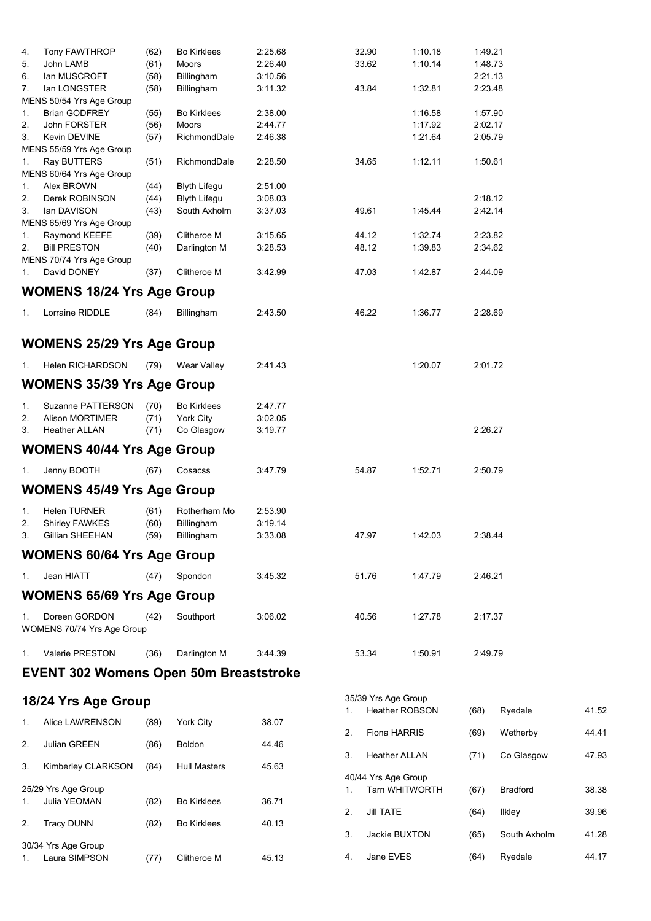| | | | | | | | |
|---|---|---|---|---|---|---|---|
| 4. | Tony FAWTHROP | (62) | Bo Kirklees | 2:25.68 | 32.90 | 1:10.18 | 1:49.21 |
| 5. | John LAMB | (61) | Moors | 2:26.40 | 33.62 | 1:10.14 | 1:48.73 |
| 6. | Ian MUSCROFT | (58) | Billingham | 3:10.56 | | | 2:21.13 |
| 7. | Ian LONGSTER | (58) | Billingham | 3:11.32 | 43.84 | 1:32.81 | 2:23.48 |

MENS 50/54 Yrs Age Group

| | | | | | | | |
|---|---|---|---|---|---|---|---|
| 1. | Brian GODFREY | (55) | Bo Kirklees | 2:38.00 | | 1:16.58 | 1:57.90 |
| 2. | John FORSTER | (56) | Moors | 2:44.77 | | 1:17.92 | 2:02.17 |
| 3. | Kevin DEVINE | (57) | RichmondDale | 2:46.38 | | 1:21.64 | 2:05.79 |

MENS 55/59 Yrs Age Group

| | | | | | | | |
|---|---|---|---|---|---|---|---|
| 1. | Ray BUTTERS | (51) | RichmondDale | 2:28.50 | 34.65 | 1:12.11 | 1:50.61 |

MENS 60/64 Yrs Age Group

| | | | | | | | |
|---|---|---|---|---|---|---|---|
| 1. | Alex BROWN | (44) | Blyth Lifegu | 2:51.00 | | | |
| 2. | Derek ROBINSON | (44) | Blyth Lifegu | 3:08.03 | | | 2:18.12 |
| 3. | Ian DAVISON | (43) | South Axholm | 3:37.03 | 49.61 | 1:45.44 | 2:42.14 |

MENS 65/69 Yrs Age Group

| | | | | | | | |
|---|---|---|---|---|---|---|---|
| 1. | Raymond KEEFE | (39) | Clitheroe M | 3:15.65 | 44.12 | 1:32.74 | 2:23.82 |
| 2. | Bill PRESTON | (40) | Darlington M | 3:28.53 | 48.12 | 1:39.83 | 2:34.62 |

MENS 70/74 Yrs Age Group

| | | | | | | | |
|---|---|---|---|---|---|---|---|
| 1. | David DONEY | (37) | Clitheroe M | 3:42.99 | 47.03 | 1:42.87 | 2:44.09 |

## WOMENS 18/24 Yrs Age Group

| | | | | | | | |
|---|---|---|---|---|---|---|---|
| 1. | Lorraine RIDDLE | (84) | Billingham | 2:43.50 | 46.22 | 1:36.77 | 2:28.69 |

## WOMENS 25/29 Yrs Age Group

| | | | | | | | |
|---|---|---|---|---|---|---|---|
| 1. | Helen RICHARDSON | (79) | Wear Valley | 2:41.43 | | 1:20.07 | 2:01.72 |

## WOMENS 35/39 Yrs Age Group

| | | | | | | | |
|---|---|---|---|---|---|---|---|
| 1. | Suzanne PATTERSON | (70) | Bo Kirklees | 2:47.77 | | | |
| 2. | Alison MORTIMER | (71) | York City | 3:02.05 | | | |
| 3. | Heather ALLAN | (71) | Co Glasgow | 3:19.77 | | | 2:26.27 |

## WOMENS 40/44 Yrs Age Group

| | | | | | | | |
|---|---|---|---|---|---|---|---|
| 1. | Jenny BOOTH | (67) | Cosacss | 3:47.79 | 54.87 | 1:52.71 | 2:50.79 |

## WOMENS 45/49 Yrs Age Group

| | | | | | | | |
|---|---|---|---|---|---|---|---|
| 1. | Helen TURNER | (61) | Rotherham Mo | 2:53.90 | | | |
| 2. | Shirley FAWKES | (60) | Billingham | 3:19.14 | | | |
| 3. | Gillian SHEEHAN | (59) | Billingham | 3:33.08 | 47.97 | 1:42.03 | 2:38.44 |

## WOMENS 60/64 Yrs Age Group

| | | | | | | | |
|---|---|---|---|---|---|---|---|
| 1. | Jean HIATT | (47) | Spondon | 3:45.32 | 51.76 | 1:47.79 | 2:46.21 |

## WOMENS 65/69 Yrs Age Group

| | | | | | | | |
|---|---|---|---|---|---|---|---|
| 1. | Doreen GORDON | (42) | Southport | 3:06.02 | 40.56 | 1:27.78 | 2:17.37 |

WOMENS 70/74 Yrs Age Group

| | | | | | | | |
|---|---|---|---|---|---|---|---|
| 1. | Valerie PRESTON | (36) | Darlington M | 3:44.39 | 53.34 | 1:50.91 | 2:49.79 |

# EVENT 302 Womens Open 50m Breaststroke

## 18/24 Yrs Age Group

| | | | | |
|---|---|---|---|---|
| 1. | Alice LAWRENSON | (89) | York City | 38.07 |
| 2. | Julian GREEN | (86) | Boldon | 44.46 |
| 3. | Kimberley CLARKSON | (84) | Hull Masters | 45.63 |

25/29 Yrs Age Group

| | | | | |
|---|---|---|---|---|
| 1. | Julia YEOMAN | (82) | Bo Kirklees | 36.71 |
| 2. | Tracy DUNN | (82) | Bo Kirklees | 40.13 |

30/34 Yrs Age Group

| | | | | |
|---|---|---|---|---|
| 1. | Laura SIMPSON | (77) | Clitheroe M | 45.13 |

35/39 Yrs Age Group

| | | | | |
|---|---|---|---|---|
| 1. | Heather ROBSON | (68) | Ryedale | 41.52 |
| 2. | Fiona HARRIS | (69) | Wetherby | 44.41 |
| 3. | Heather ALLAN | (71) | Co Glasgow | 47.93 |

40/44 Yrs Age Group

| | | | | |
|---|---|---|---|---|
| 1. | Tarn WHITWORTH | (67) | Bradford | 38.38 |
| 2. | Jill TATE | (64) | Ilkley | 39.96 |
| 3. | Jackie BUXTON | (65) | South Axholm | 41.28 |
| 4. | Jane EVES | (64) | Ryedale | 44.17 |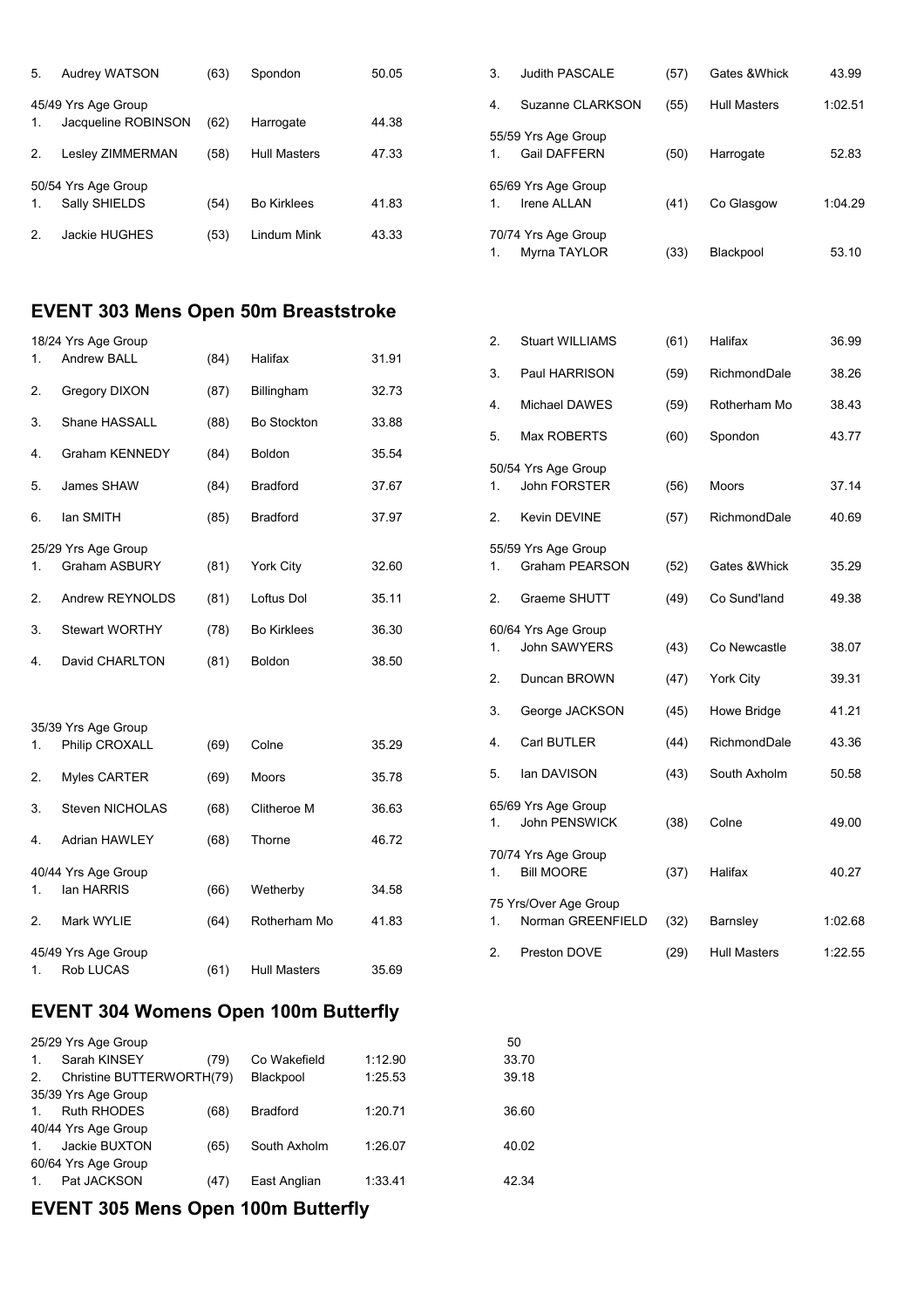| | | | | |
|---|---|---|---|---|
| 5. | Audrey WATSON | (63) | Spondon | 50.05 |
| 45/49 Yrs Age Group | | | | |
| 1. | Jacqueline ROBINSON | (62) | Harrogate | 44.38 |
| 2. | Lesley ZIMMERMAN | (58) | Hull Masters | 47.33 |
| 50/54 Yrs Age Group | | | | |
| 1. | Sally SHIELDS | (54) | Bo Kirklees | 41.83 |
| 2. | Jackie HUGHES | (53) | Lindum Mink | 43.33 |
| 3. | Judith PASCALE | (57) | Gates &Whick | 43.99 |
| 4. | Suzanne CLARKSON | (55) | Hull Masters | 1:02.51 |
| 55/59 Yrs Age Group | | | | |
| 1. | Gail DAFFERN | (50) | Harrogate | 52.83 |
| 65/69 Yrs Age Group | | | | |
| 1. | Irene ALLAN | (41) | Co Glasgow | 1:04.29 |
| 70/74 Yrs Age Group | | | | |
| 1. | Myrna TAYLOR | (33) | Blackpool | 53.10 |

## EVENT 303 Mens Open 50m Breaststroke

| | | | | |
|---|---|---|---|---|
| 18/24 Yrs Age Group | | | | |
| 1. | Andrew BALL | (84) | Halifax | 31.91 |
| 2. | Gregory DIXON | (87) | Billingham | 32.73 |
| 3. | Shane HASSALL | (88) | Bo Stockton | 33.88 |
| 4. | Graham KENNEDY | (84) | Boldon | 35.54 |
| 5. | James SHAW | (84) | Bradford | 37.67 |
| 6. | Ian SMITH | (85) | Bradford | 37.97 |
| 25/29 Yrs Age Group | | | | |
| 1. | Graham ASBURY | (81) | York City | 32.60 |
| 2. | Andrew REYNOLDS | (81) | Loftus Dol | 35.11 |
| 3. | Stewart WORTHY | (78) | Bo Kirklees | 36.30 |
| 4. | David CHARLTON | (81) | Boldon | 38.50 |
| 35/39 Yrs Age Group | | | | |
| 1. | Philip CROXALL | (69) | Colne | 35.29 |
| 2. | Myles CARTER | (69) | Moors | 35.78 |
| 3. | Steven NICHOLAS | (68) | Clitheroe M | 36.63 |
| 4. | Adrian HAWLEY | (68) | Thorne | 46.72 |
| 40/44 Yrs Age Group | | | | |
| 1. | Ian HARRIS | (66) | Wetherby | 34.58 |
| 2. | Mark WYLIE | (64) | Rotherham Mo | 41.83 |
| 45/49 Yrs Age Group | | | | |
| 1. | Rob LUCAS | (61) | Hull Masters | 35.69 |
| 2. | Stuart WILLIAMS | (61) | Halifax | 36.99 |
| 3. | Paul HARRISON | (59) | RichmondDale | 38.26 |
| 4. | Michael DAWES | (59) | Rotherham Mo | 38.43 |
| 5. | Max ROBERTS | (60) | Spondon | 43.77 |
| 50/54 Yrs Age Group | | | | |
| 1. | John FORSTER | (56) | Moors | 37.14 |
| 2. | Kevin DEVINE | (57) | RichmondDale | 40.69 |
| 55/59 Yrs Age Group | | | | |
| 1. | Graham PEARSON | (52) | Gates &Whick | 35.29 |
| 2. | Graeme SHUTT | (49) | Co Sund'land | 49.38 |
| 60/64 Yrs Age Group | | | | |
| 1. | John SAWYERS | (43) | Co Newcastle | 38.07 |
| 2. | Duncan BROWN | (47) | York City | 39.31 |
| 3. | George JACKSON | (45) | Howe Bridge | 41.21 |
| 4. | Carl BUTLER | (44) | RichmondDale | 43.36 |
| 5. | Ian DAVISON | (43) | South Axholm | 50.58 |
| 65/69 Yrs Age Group | | | | |
| 1. | John PENSWICK | (38) | Colne | 49.00 |
| 70/74 Yrs Age Group | | | | |
| 1. | Bill MOORE | (37) | Halifax | 40.27 |
| 75 Yrs/Over Age Group | | | | |
| 1. | Norman GREENFIELD | (32) | Barnsley | 1:02.68 |
| 2. | Preston DOVE | (29) | Hull Masters | 1:22.55 |

## EVENT 304 Womens Open 100m Butterfly

| | | | | | 50 |
|---|---|---|---|---|---|
| 25/29 Yrs Age Group | | | | | |
| 1. | Sarah KINSEY | (79) | Co Wakefield | 1:12.90 | 33.70 |
| 2. | Christine BUTTERWORTH | (79) | Blackpool | 1:25.53 | 39.18 |
| 35/39 Yrs Age Group | | | | | |
| 1. | Ruth RHODES | (68) | Bradford | 1:20.71 | 36.60 |
| 40/44 Yrs Age Group | | | | | |
| 1. | Jackie BUXTON | (65) | South Axholm | 1:26.07 | 40.02 |
| 60/64 Yrs Age Group | | | | | |
| 1. | Pat JACKSON | (47) | East Anglian | 1:33.41 | 42.34 |

## EVENT 305 Mens Open 100m Butterfly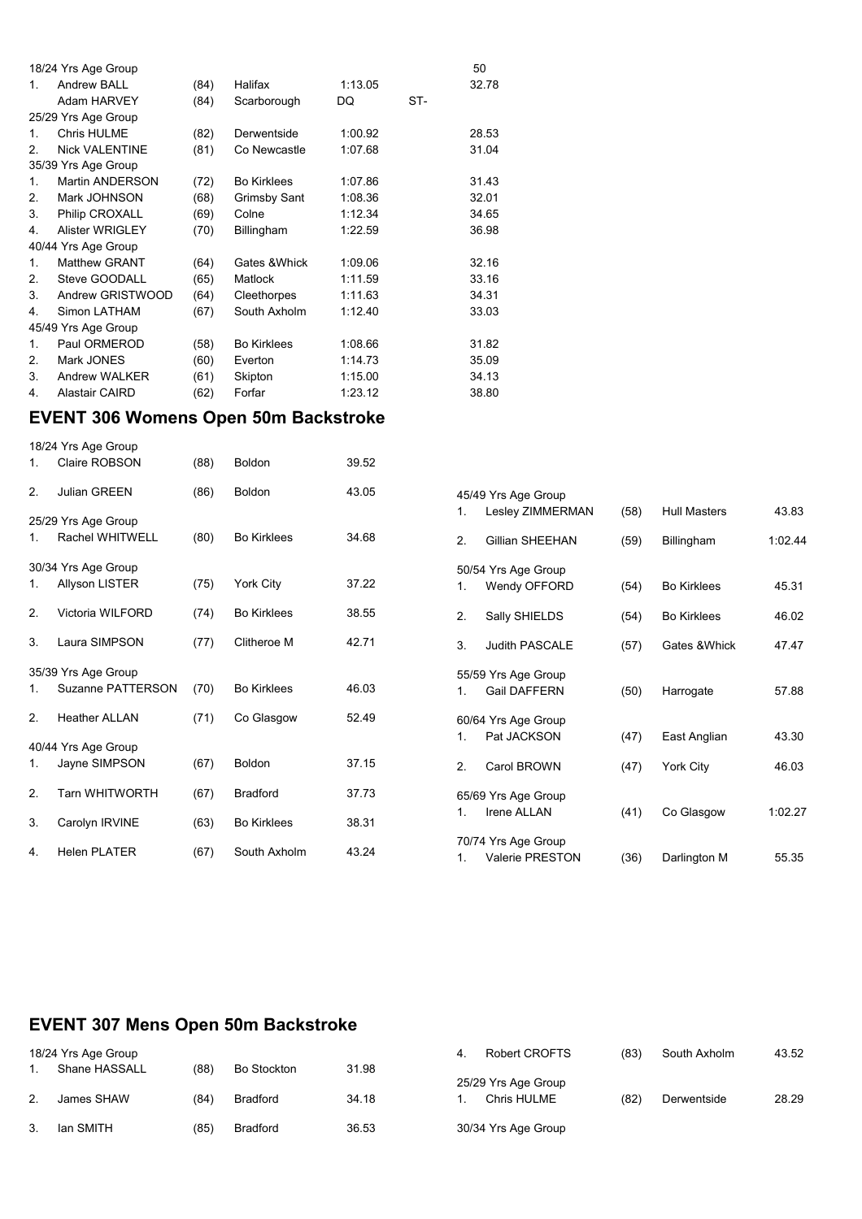| | | | | | | 50 |
|---|---|---|---|---|---|---|
| 18/24 Yrs Age Group | | | | | | |
| 1. | Andrew BALL | (84) | Halifax | 1:13.05 | | 32.78 |
| | Adam HARVEY | (84) | Scarborough | DQ | ST- | |
| 25/29 Yrs Age Group | | | | | | |
| 1. | Chris HULME | (82) | Derwentside | 1:00.92 | | 28.53 |
| 2. | Nick VALENTINE | (81) | Co Newcastle | 1:07.68 | | 31.04 |
| 35/39 Yrs Age Group | | | | | | |
| 1. | Martin ANDERSON | (72) | Bo Kirklees | 1:07.86 | | 31.43 |
| 2. | Mark JOHNSON | (68) | Grimsby Sant | 1:08.36 | | 32.01 |
| 3. | Philip CROXALL | (69) | Colne | 1:12.34 | | 34.65 |
| 4. | Alister WRIGLEY | (70) | Billingham | 1:22.59 | | 36.98 |
| 40/44 Yrs Age Group | | | | | | |
| 1. | Matthew GRANT | (64) | Gates &Whick | 1:09.06 | | 32.16 |
| 2. | Steve GOODALL | (65) | Matlock | 1:11.59 | | 33.16 |
| 3. | Andrew GRISTWOOD | (64) | Cleethorpes | 1:11.63 | | 34.31 |
| 4. | Simon LATHAM | (67) | South Axholm | 1:12.40 | | 33.03 |
| 45/49 Yrs Age Group | | | | | | |
| 1. | Paul ORMEROD | (58) | Bo Kirklees | 1:08.66 | | 31.82 |
| 2. | Mark JONES | (60) | Everton | 1:14.73 | | 35.09 |
| 3. | Andrew WALKER | (61) | Skipton | 1:15.00 | | 34.13 |
| 4. | Alastair CAIRD | (62) | Forfar | 1:23.12 | | 38.80 |

## EVENT 306 Womens Open 50m Backstroke

| | | | | |
|---|---|---|---|---|
| 18/24 Yrs Age Group | | | | |
| 1. | Claire ROBSON | (88) | Boldon | 39.52 |
| 2. | Julian GREEN | (86) | Boldon | 43.05 |
| 25/29 Yrs Age Group | | | | |
| 1. | Rachel WHITWELL | (80) | Bo Kirklees | 34.68 |
| 30/34 Yrs Age Group | | | | |
| 1. | Allyson LISTER | (75) | York City | 37.22 |
| 2. | Victoria WILFORD | (74) | Bo Kirklees | 38.55 |
| 3. | Laura SIMPSON | (77) | Clitheroe M | 42.71 |
| 35/39 Yrs Age Group | | | | |
| 1. | Suzanne PATTERSON | (70) | Bo Kirklees | 46.03 |
| 2. | Heather ALLAN | (71) | Co Glasgow | 52.49 |
| 40/44 Yrs Age Group | | | | |
| 1. | Jayne SIMPSON | (67) | Boldon | 37.15 |
| 2. | Tarn WHITWORTH | (67) | Bradford | 37.73 |
| 3. | Carolyn IRVINE | (63) | Bo Kirklees | 38.31 |
| 4. | Helen PLATER | (67) | South Axholm | 43.24 |
| 45/49 Yrs Age Group | | | | |
| 1. | Lesley ZIMMERMAN | (58) | Hull Masters | 43.83 |
| 2. | Gillian SHEEHAN | (59) | Billingham | 1:02.44 |
| 50/54 Yrs Age Group | | | | |
| 1. | Wendy OFFORD | (54) | Bo Kirklees | 45.31 |
| 2. | Sally SHIELDS | (54) | Bo Kirklees | 46.02 |
| 3. | Judith PASCALE | (57) | Gates &Whick | 47.47 |
| 55/59 Yrs Age Group | | | | |
| 1. | Gail DAFFERN | (50) | Harrogate | 57.88 |
| 60/64 Yrs Age Group | | | | |
| 1. | Pat JACKSON | (47) | East Anglian | 43.30 |
| 2. | Carol BROWN | (47) | York City | 46.03 |
| 65/69 Yrs Age Group | | | | |
| 1. | Irene ALLAN | (41) | Co Glasgow | 1:02.27 |
| 70/74 Yrs Age Group | | | | |
| 1. | Valerie PRESTON | (36) | Darlington M | 55.35 |

## EVENT 307 Mens Open 50m Backstroke

| | | | | |
|---|---|---|---|---|
| 18/24 Yrs Age Group | | | | |
| 1. | Shane HASSALL | (88) | Bo Stockton | 31.98 |
| 2. | James SHAW | (84) | Bradford | 34.18 |
| 3. | Ian SMITH | (85) | Bradford | 36.53 |
| 4. | Robert CROFTS | (83) | South Axholm | 43.52 |
| 25/29 Yrs Age Group | | | | |
| 1. | Chris HULME | (82) | Derwentside | 28.29 |
| 30/34 Yrs Age Group | | | | |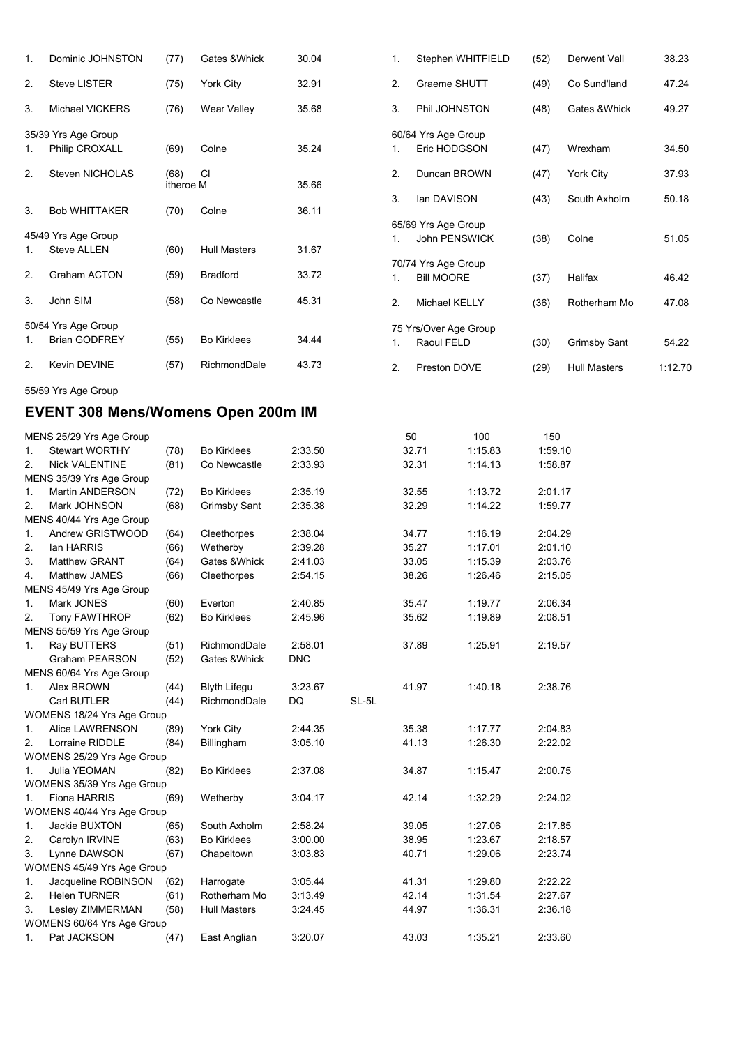| | | | | |
|---|---|---|---|---|
| 1. | Dominic JOHNSTON | (77) | Gates &Whick | 30.04 |
| 2. | Steve LISTER | (75) | York City | 32.91 |
| 3. | Michael VICKERS | (76) | Wear Valley | 35.68 |
| | 35/39 Yrs Age Group | | | |
| 1. | Philip CROXALL | (69) | Colne | 35.24 |
| 2. | Steven NICHOLAS | (68) | Clitheroe M | 35.66 |
| 3. | Bob WHITTAKER | (70) | Colne | 36.11 |
| | 45/49 Yrs Age Group | | | |
| 1. | Steve ALLEN | (60) | Hull Masters | 31.67 |
| 2. | Graham ACTON | (59) | Bradford | 33.72 |
| 3. | John SIM | (58) | Co Newcastle | 45.31 |
| | 50/54 Yrs Age Group | | | |
| 1. | Brian GODFREY | (55) | Bo Kirklees | 34.44 |
| 2. | Kevin DEVINE | (57) | RichmondDale | 43.73 |
| | 55/59 Yrs Age Group | | | |
| 1. | Stephen WHITFIELD | (52) | Derwent Vall | 38.23 |
| 2. | Graeme SHUTT | (49) | Co Sund'land | 47.24 |
| 3. | Phil JOHNSTON | (48) | Gates &Whick | 49.27 |
| | 60/64 Yrs Age Group | | | |
| 1. | Eric HODGSON | (47) | Wrexham | 34.50 |
| 2. | Duncan BROWN | (47) | York City | 37.93 |
| 3. | Ian DAVISON | (43) | South Axholm | 50.18 |
| | 65/69 Yrs Age Group | | | |
| 1. | John PENSWICK | (38) | Colne | 51.05 |
| | 70/74 Yrs Age Group | | | |
| 1. | Bill MOORE | (37) | Halifax | 46.42 |
| 2. | Michael KELLY | (36) | Rotherham Mo | 47.08 |
| | 75 Yrs/Over Age Group | | | |
| 1. | Raoul FELD | (30) | Grimsby Sant | 54.22 |
| 2. | Preston DOVE | (29) | Hull Masters | 1:12.70 |

## EVENT 308 Mens/Womens Open 200m IM

| | | | | | | 50 | 100 | 150 |
|---|---|---|---|---|---|---|---|---|
| | MENS 25/29 Yrs Age Group | | | | | | | |
| 1. | Stewart WORTHY | (78) | Bo Kirklees | 2:33.50 | | 32.71 | 1:15.83 | 1:59.10 |
| 2. | Nick VALENTINE | (81) | Co Newcastle | 2:33.93 | | 32.31 | 1:14.13 | 1:58.87 |
| | MENS 35/39 Yrs Age Group | | | | | | | |
| 1. | Martin ANDERSON | (72) | Bo Kirklees | 2:35.19 | | 32.55 | 1:13.72 | 2:01.17 |
| 2. | Mark JOHNSON | (68) | Grimsby Sant | 2:35.38 | | 32.29 | 1:14.22 | 1:59.77 |
| | MENS 40/44 Yrs Age Group | | | | | | | |
| 1. | Andrew GRISTWOOD | (64) | Cleethorpes | 2:38.04 | | 34.77 | 1:16.19 | 2:04.29 |
| 2. | Ian HARRIS | (66) | Wetherby | 2:39.28 | | 35.27 | 1:17.01 | 2:01.10 |
| 3. | Matthew GRANT | (64) | Gates &Whick | 2:41.03 | | 33.05 | 1:15.39 | 2:03.76 |
| 4. | Matthew JAMES | (66) | Cleethorpes | 2:54.15 | | 38.26 | 1:26.46 | 2:15.05 |
| | MENS 45/49 Yrs Age Group | | | | | | | |
| 1. | Mark JONES | (60) | Everton | 2:40.85 | | 35.47 | 1:19.77 | 2:06.34 |
| 2. | Tony FAWTHROP | (62) | Bo Kirklees | 2:45.96 | | 35.62 | 1:19.89 | 2:08.51 |
| | MENS 55/59 Yrs Age Group | | | | | | | |
| 1. | Ray BUTTERS | (51) | RichmondDale | 2:58.01 | | 37.89 | 1:25.91 | 2:19.57 |
| | Graham PEARSON | (52) | Gates &Whick | DNC | | | | |
| | MENS 60/64 Yrs Age Group | | | | | | | |
| 1. | Alex BROWN | (44) | Blyth Lifegu | 3:23.67 | | 41.97 | 1:40.18 | 2:38.76 |
| | Carl BUTLER | (44) | RichmondDale | DQ | SL-5L | | | |
| | WOMENS 18/24 Yrs Age Group | | | | | | | |
| 1. | Alice LAWRENSON | (89) | York City | 2:44.35 | | 35.38 | 1:17.77 | 2:04.83 |
| 2. | Lorraine RIDDLE | (84) | Billingham | 3:05.10 | | 41.13 | 1:26.30 | 2:22.02 |
| | WOMENS 25/29 Yrs Age Group | | | | | | | |
| 1. | Julia YEOMAN | (82) | Bo Kirklees | 2:37.08 | | 34.87 | 1:15.47 | 2:00.75 |
| | WOMENS 35/39 Yrs Age Group | | | | | | | |
| 1. | Fiona HARRIS | (69) | Wetherby | 3:04.17 | | 42.14 | 1:32.29 | 2:24.02 |
| | WOMENS 40/44 Yrs Age Group | | | | | | | |
| 1. | Jackie BUXTON | (65) | South Axholm | 2:58.24 | | 39.05 | 1:27.06 | 2:17.85 |
| 2. | Carolyn IRVINE | (63) | Bo Kirklees | 3:00.00 | | 38.95 | 1:23.67 | 2:18.57 |
| 3. | Lynne DAWSON | (67) | Chapeltown | 3:03.83 | | 40.71 | 1:29.06 | 2:23.74 |
| | WOMENS 45/49 Yrs Age Group | | | | | | | |
| 1. | Jacqueline ROBINSON | (62) | Harrogate | 3:05.44 | | 41.31 | 1:29.80 | 2:22.22 |
| 2. | Helen TURNER | (61) | Rotherham Mo | 3:13.49 | | 42.14 | 1:31.54 | 2:27.67 |
| 3. | Lesley ZIMMERMAN | (58) | Hull Masters | 3:24.45 | | 44.97 | 1:36.31 | 2:36.18 |
| | WOMENS 60/64 Yrs Age Group | | | | | | | |
| 1. | Pat JACKSON | (47) | East Anglian | 3:20.07 | | 43.03 | 1:35.21 | 2:33.60 |